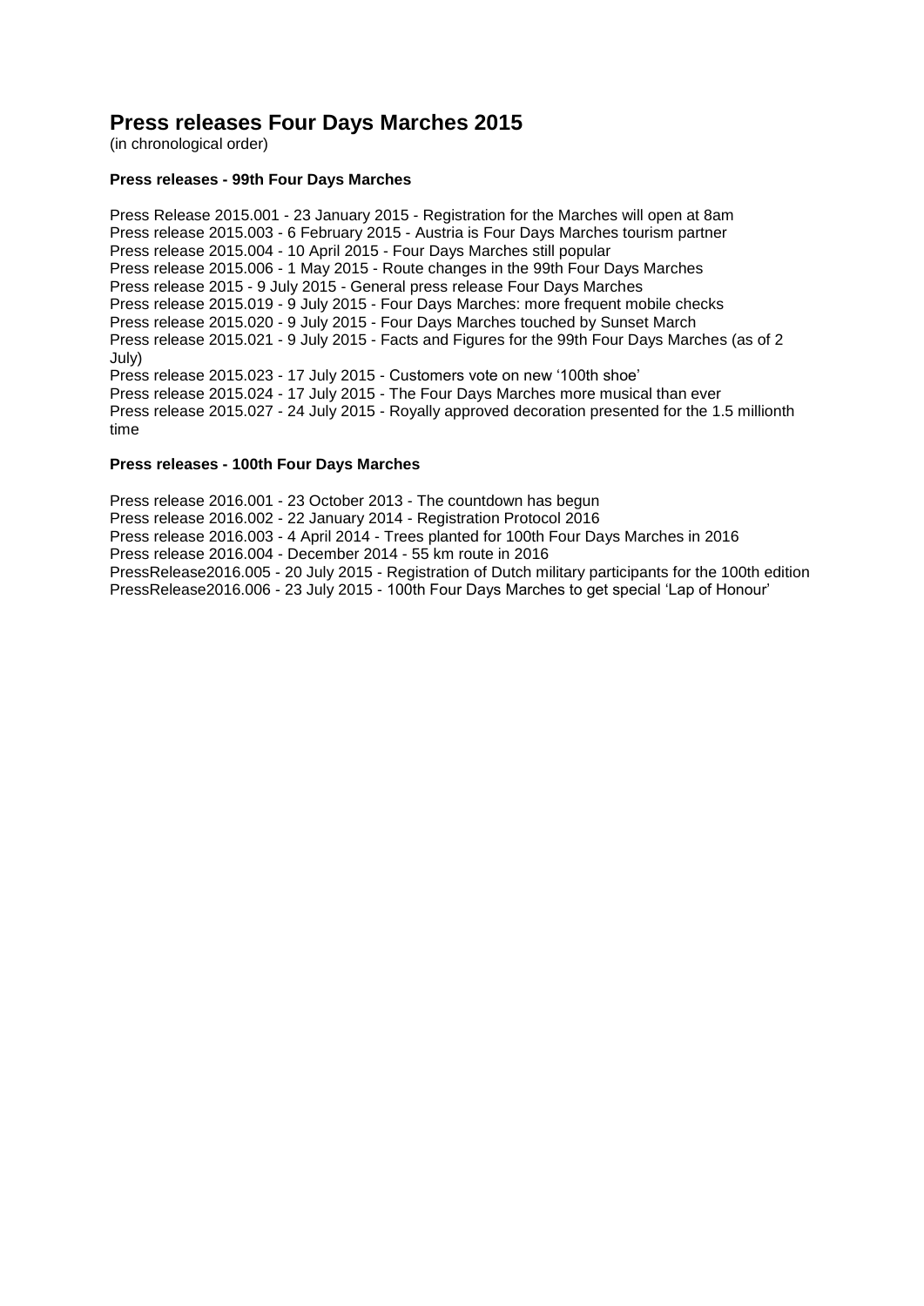# Press releases Four Days Marches 2015

(in chronological order)

### Press releases - 99th Four Days Marches

Press Release 2015.001 - 23 January 2015 - Registration for the Marches will open at 8am
Press release 2015.003 - 6 February 2015 - Austria is Four Days Marches tourism partner
Press release 2015.004 - 10 April 2015 - Four Days Marches still popular
Press release 2015.006 - 1 May 2015 - Route changes in the 99th Four Days Marches
Press release 2015 - 9 July 2015 - General press release Four Days Marches
Press release 2015.019 - 9 July 2015 - Four Days Marches: more frequent mobile checks
Press release 2015.020 - 9 July 2015 - Four Days Marches touched by Sunset March
Press release 2015.021 - 9 July 2015 - Facts and Figures for the 99th Four Days Marches (as of 2 July)
Press release 2015.023 - 17 July 2015 - Customers vote on new '100th shoe'
Press release 2015.024 - 17 July 2015 - The Four Days Marches more musical than ever
Press release 2015.027 - 24 July 2015 - Royally approved decoration presented for the 1.5 millionth time

### Press releases - 100th Four Days Marches

Press release 2016.001 - 23 October 2013 - The countdown has begun
Press release 2016.002 - 22 January 2014 - Registration Protocol 2016
Press release 2016.003 - 4 April 2014 - Trees planted for 100th Four Days Marches in 2016
Press release 2016.004 - December 2014 - 55 km route in 2016
PressRelease2016.005 - 20 July 2015 - Registration of Dutch military participants for the 100th edition
PressRelease2016.006 - 23 July 2015 - 100th Four Days Marches to get special 'Lap of Honour'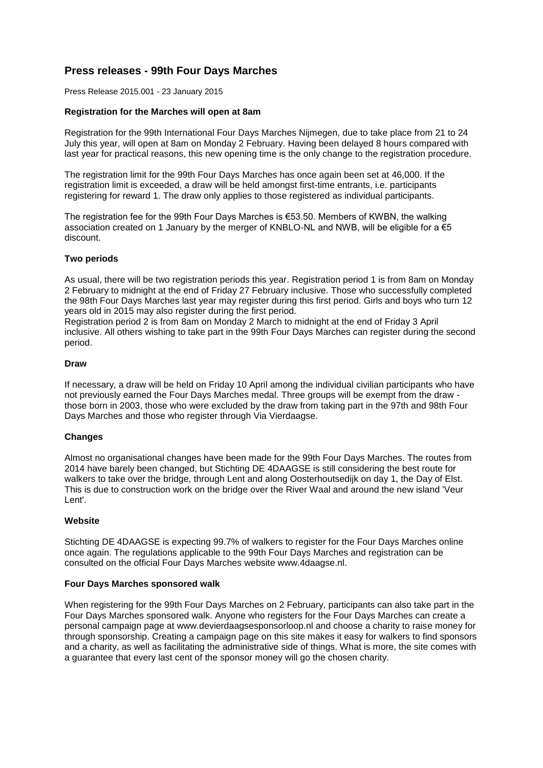# Press releases - 99th Four Days Marches

Press Release 2015.001 - 23 January 2015

### Registration for the Marches will open at 8am

Registration for the 99th International Four Days Marches Nijmegen, due to take place from 21 to 24 July this year, will open at 8am on Monday 2 February. Having been delayed 8 hours compared with last year for practical reasons, this new opening time is the only change to the registration procedure.

The registration limit for the 99th Four Days Marches has once again been set at 46,000. If the registration limit is exceeded, a draw will be held amongst first-time entrants, i.e. participants registering for reward 1. The draw only applies to those registered as individual participants.

The registration fee for the 99th Four Days Marches is €53.50. Members of KWBN, the walking association created on 1 January by the merger of KNBLO-NL and NWB, will be eligible for a €5 discount.

### Two periods

As usual, there will be two registration periods this year. Registration period 1 is from 8am on Monday 2 February to midnight at the end of Friday 27 February inclusive. Those who successfully completed the 98th Four Days Marches last year may register during this first period. Girls and boys who turn 12 years old in 2015 may also register during the first period.
Registration period 2 is from 8am on Monday 2 March to midnight at the end of Friday 3 April inclusive. All others wishing to take part in the 99th Four Days Marches can register during the second period.

### Draw

If necessary, a draw will be held on Friday 10 April among the individual civilian participants who have not previously earned the Four Days Marches medal. Three groups will be exempt from the draw - those born in 2003, those who were excluded by the draw from taking part in the 97th and 98th Four Days Marches and those who register through Via Vierdaagse.

### Changes

Almost no organisational changes have been made for the 99th Four Days Marches. The routes from 2014 have barely been changed, but Stichting DE 4DAAGSE is still considering the best route for walkers to take over the bridge, through Lent and along Oosterhoutsedijk on day 1, the Day of Elst. This is due to construction work on the bridge over the River Waal and around the new island 'Veur Lent'.

### Website

Stichting DE 4DAAGSE is expecting 99.7% of walkers to register for the Four Days Marches online once again. The regulations applicable to the 99th Four Days Marches and registration can be consulted on the official Four Days Marches website www.4daagse.nl.

### Four Days Marches sponsored walk

When registering for the 99th Four Days Marches on 2 February, participants can also take part in the Four Days Marches sponsored walk. Anyone who registers for the Four Days Marches can create a personal campaign page at www.devierdaagsesponsorloop.nl and choose a charity to raise money for through sponsorship. Creating a campaign page on this site makes it easy for walkers to find sponsors and a charity, as well as facilitating the administrative side of things. What is more, the site comes with a guarantee that every last cent of the sponsor money will go the chosen charity.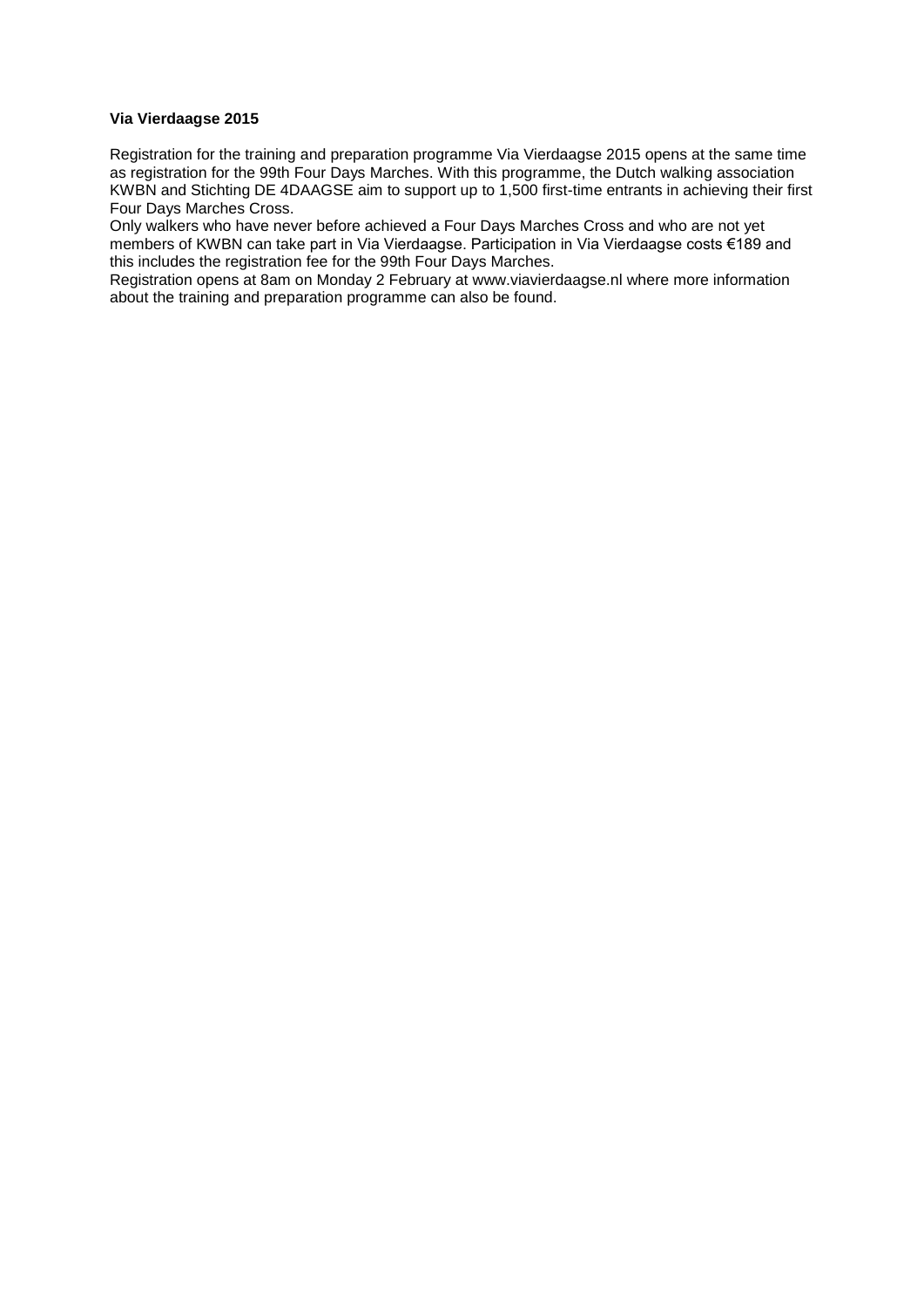**Via Vierdaagse 2015**

Registration for the training and preparation programme Via Vierdaagse 2015 opens at the same time as registration for the 99th Four Days Marches. With this programme, the Dutch walking association KWBN and Stichting DE 4DAAGSE aim to support up to 1,500 first-time entrants in achieving their first Four Days Marches Cross.

Only walkers who have never before achieved a Four Days Marches Cross and who are not yet members of KWBN can take part in Via Vierdaagse. Participation in Via Vierdaagse costs €189 and this includes the registration fee for the 99th Four Days Marches.

Registration opens at 8am on Monday 2 February at www.viavierdaagse.nl where more information about the training and preparation programme can also be found.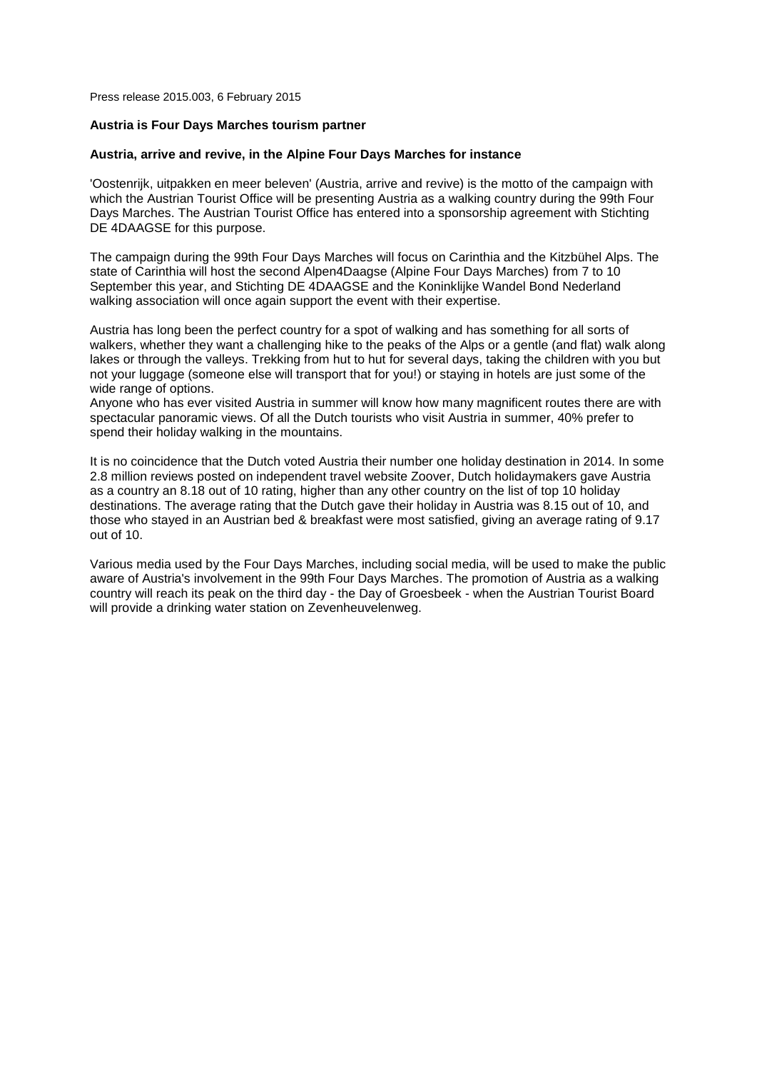Press release 2015.003, 6 February 2015

**Austria is Four Days Marches tourism partner**

**Austria, arrive and revive, in the Alpine Four Days Marches for instance**

'Oostenrijk, uitpakken en meer beleven' (Austria, arrive and revive) is the motto of the campaign with which the Austrian Tourist Office will be presenting Austria as a walking country during the 99th Four Days Marches. The Austrian Tourist Office has entered into a sponsorship agreement with Stichting DE 4DAAGSE for this purpose.

The campaign during the 99th Four Days Marches will focus on Carinthia and the Kitzbühel Alps. The state of Carinthia will host the second Alpen4Daagse (Alpine Four Days Marches) from 7 to 10 September this year, and Stichting DE 4DAAGSE and the Koninklijke Wandel Bond Nederland walking association will once again support the event with their expertise.

Austria has long been the perfect country for a spot of walking and has something for all sorts of walkers, whether they want a challenging hike to the peaks of the Alps or a gentle (and flat) walk along lakes or through the valleys. Trekking from hut to hut for several days, taking the children with you but not your luggage (someone else will transport that for you!) or staying in hotels are just some of the wide range of options.
Anyone who has ever visited Austria in summer will know how many magnificent routes there are with spectacular panoramic views. Of all the Dutch tourists who visit Austria in summer, 40% prefer to spend their holiday walking in the mountains.

It is no coincidence that the Dutch voted Austria their number one holiday destination in 2014. In some 2.8 million reviews posted on independent travel website Zoover, Dutch holidaymakers gave Austria as a country an 8.18 out of 10 rating, higher than any other country on the list of top 10 holiday destinations. The average rating that the Dutch gave their holiday in Austria was 8.15 out of 10, and those who stayed in an Austrian bed & breakfast were most satisfied, giving an average rating of 9.17 out of 10.

Various media used by the Four Days Marches, including social media, will be used to make the public aware of Austria's involvement in the 99th Four Days Marches. The promotion of Austria as a walking country will reach its peak on the third day - the Day of Groesbeek - when the Austrian Tourist Board will provide a drinking water station on Zevenheuvelenweg.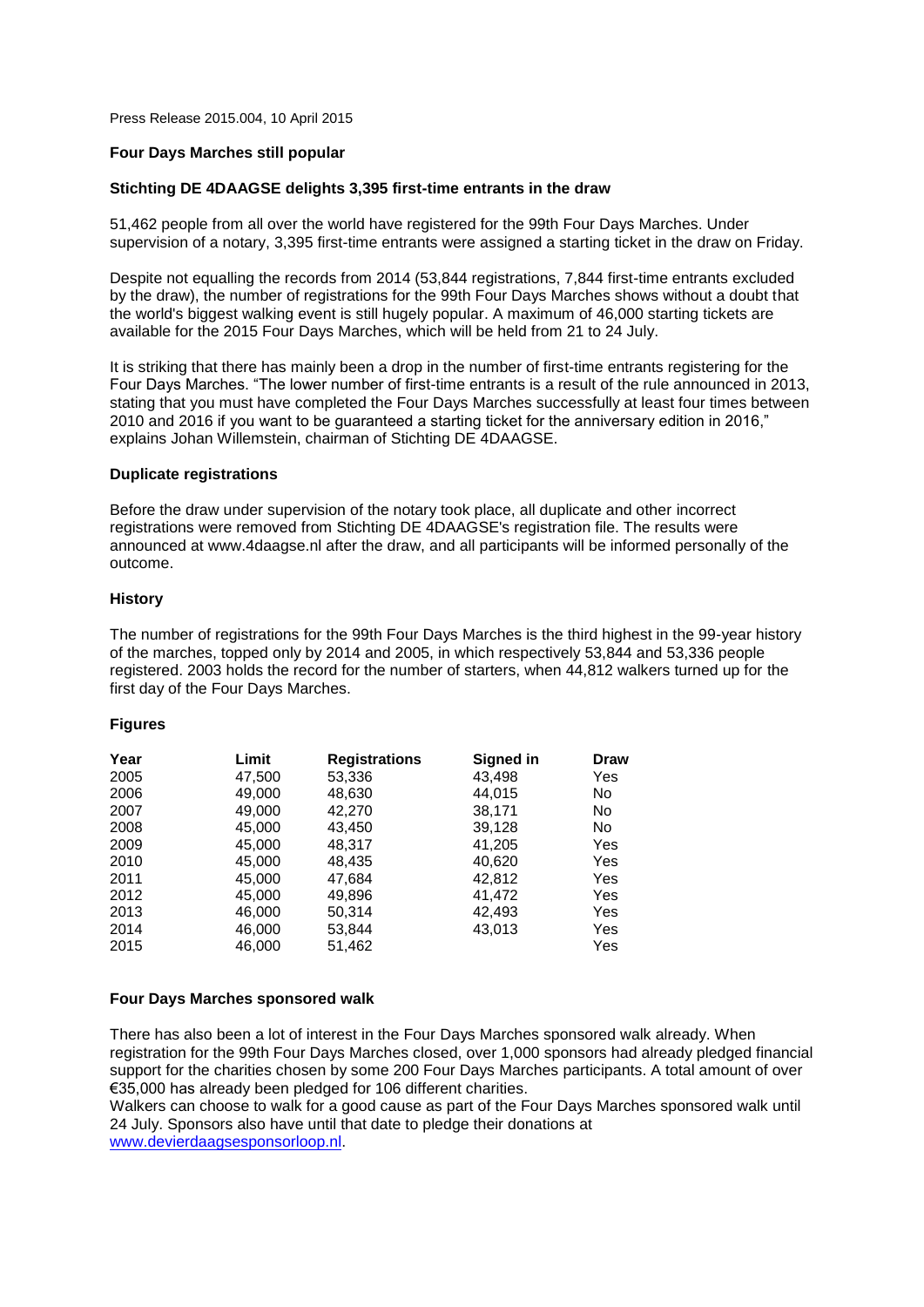Press Release 2015.004, 10 April 2015

## Four Days Marches still popular

### Stichting DE 4DAAGSE delights 3,395 first-time entrants in the draw

51,462 people from all over the world have registered for the 99th Four Days Marches. Under supervision of a notary, 3,395 first-time entrants were assigned a starting ticket in the draw on Friday.

Despite not equalling the records from 2014 (53,844 registrations, 7,844 first-time entrants excluded by the draw), the number of registrations for the 99th Four Days Marches shows without a doubt that the world's biggest walking event is still hugely popular. A maximum of 46,000 starting tickets are available for the 2015 Four Days Marches, which will be held from 21 to 24 July.

It is striking that there has mainly been a drop in the number of first-time entrants registering for the Four Days Marches. "The lower number of first-time entrants is a result of the rule announced in 2013, stating that you must have completed the Four Days Marches successfully at least four times between 2010 and 2016 if you want to be guaranteed a starting ticket for the anniversary edition in 2016," explains Johan Willemstein, chairman of Stichting DE 4DAAGSE.

### Duplicate registrations

Before the draw under supervision of the notary took place, all duplicate and other incorrect registrations were removed from Stichting DE 4DAAGSE's registration file. The results were announced at www.4daagse.nl after the draw, and all participants will be informed personally of the outcome.

### History

The number of registrations for the 99th Four Days Marches is the third highest in the 99-year history of the marches, topped only by 2014 and 2005, in which respectively 53,844 and 53,336 people registered. 2003 holds the record for the number of starters, when 44,812 walkers turned up for the first day of the Four Days Marches.

### Figures

| Year | Limit | Registrations | Signed in | Draw |
|---|---|---|---|---|
| 2005 | 47,500 | 53,336 | 43,498 | Yes |
| 2006 | 49,000 | 48,630 | 44,015 | No |
| 2007 | 49,000 | 42,270 | 38,171 | No |
| 2008 | 45,000 | 43,450 | 39,128 | No |
| 2009 | 45,000 | 48,317 | 41,205 | Yes |
| 2010 | 45,000 | 48,435 | 40,620 | Yes |
| 2011 | 45,000 | 47,684 | 42,812 | Yes |
| 2012 | 45,000 | 49,896 | 41,472 | Yes |
| 2013 | 46,000 | 50,314 | 42,493 | Yes |
| 2014 | 46,000 | 53,844 | 43,013 | Yes |
| 2015 | 46,000 | 51,462 | | Yes |

### Four Days Marches sponsored walk

There has also been a lot of interest in the Four Days Marches sponsored walk already. When registration for the 99th Four Days Marches closed, over 1,000 sponsors had already pledged financial support for the charities chosen by some 200 Four Days Marches participants. A total amount of over €35,000 has already been pledged for 106 different charities.

Walkers can choose to walk for a good cause as part of the Four Days Marches sponsored walk until 24 July. Sponsors also have until that date to pledge their donations at www.devierdaagsesponsorloop.nl.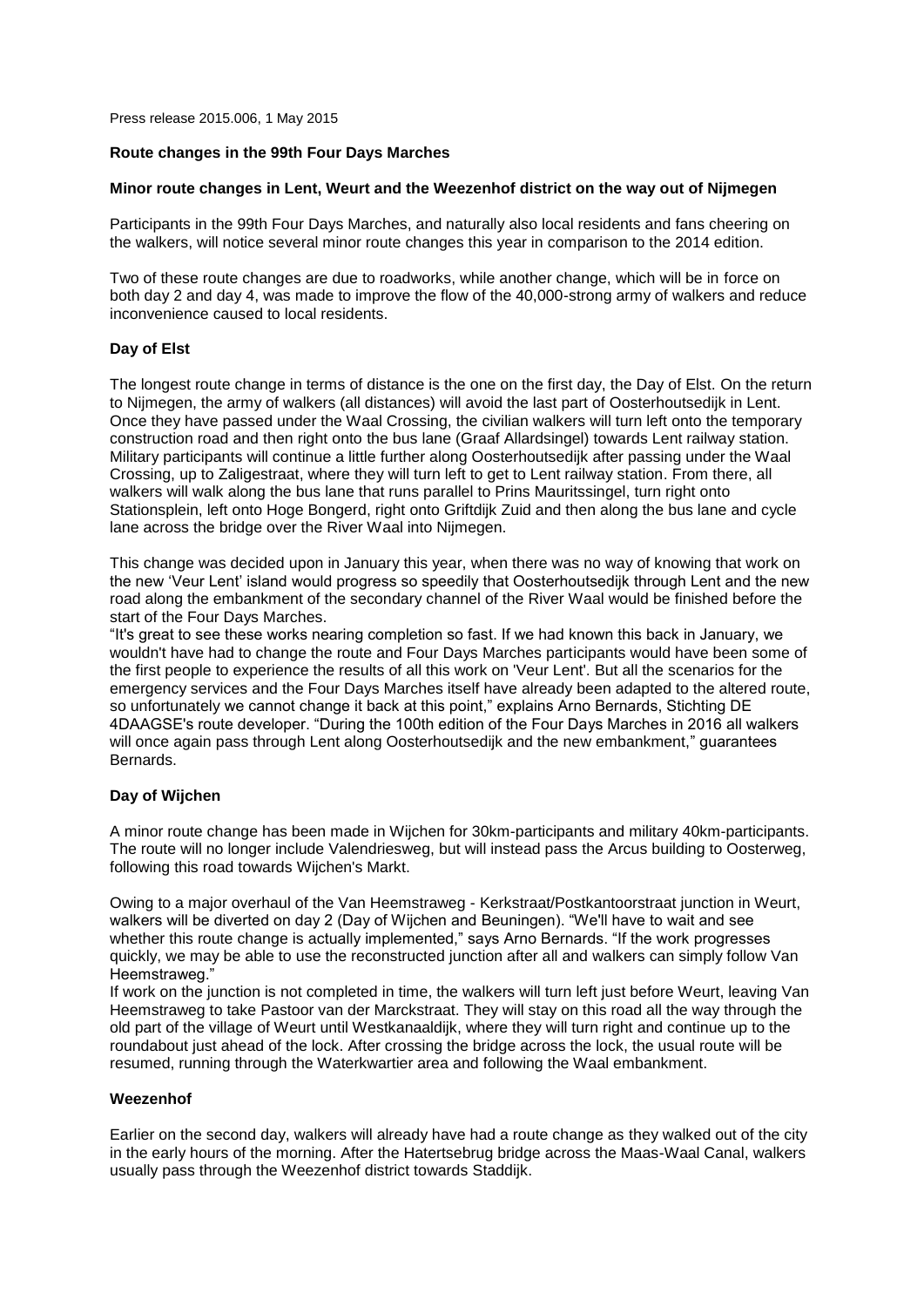Press release 2015.006, 1 May 2015

## Route changes in the 99th Four Days Marches

### Minor route changes in Lent, Weurt and the Weezenhof district on the way out of Nijmegen

Participants in the 99th Four Days Marches, and naturally also local residents and fans cheering on the walkers, will notice several minor route changes this year in comparison to the 2014 edition.

Two of these route changes are due to roadworks, while another change, which will be in force on both day 2 and day 4, was made to improve the flow of the 40,000-strong army of walkers and reduce inconvenience caused to local residents.

### Day of Elst

The longest route change in terms of distance is the one on the first day, the Day of Elst. On the return to Nijmegen, the army of walkers (all distances) will avoid the last part of Oosterhoutsedijk in Lent. Once they have passed under the Waal Crossing, the civilian walkers will turn left onto the temporary construction road and then right onto the bus lane (Graaf Allardsingel) towards Lent railway station. Military participants will continue a little further along Oosterhoutsedijk after passing under the Waal Crossing, up to Zaligestraat, where they will turn left to get to Lent railway station. From there, all walkers will walk along the bus lane that runs parallel to Prins Mauritssingel, turn right onto Stationsplein, left onto Hoge Bongerd, right onto Griftdijk Zuid and then along the bus lane and cycle lane across the bridge over the River Waal into Nijmegen.

This change was decided upon in January this year, when there was no way of knowing that work on the new 'Veur Lent' island would progress so speedily that Oosterhoutsedijk through Lent and the new road along the embankment of the secondary channel of the River Waal would be finished before the start of the Four Days Marches.

"It's great to see these works nearing completion so fast. If we had known this back in January, we wouldn't have had to change the route and Four Days Marches participants would have been some of the first people to experience the results of all this work on 'Veur Lent'. But all the scenarios for the emergency services and the Four Days Marches itself have already been adapted to the altered route, so unfortunately we cannot change it back at this point," explains Arno Bernards, Stichting DE 4DAAGSE's route developer. "During the 100th edition of the Four Days Marches in 2016 all walkers will once again pass through Lent along Oosterhoutsedijk and the new embankment," guarantees Bernards.

### Day of Wijchen

A minor route change has been made in Wijchen for 30km-participants and military 40km-participants. The route will no longer include Valendriesweg, but will instead pass the Arcus building to Oosterweg, following this road towards Wijchen's Markt.

Owing to a major overhaul of the Van Heemstraweg - Kerkstraat/Postkantoorstraat junction in Weurt, walkers will be diverted on day 2 (Day of Wijchen and Beuningen). "We'll have to wait and see whether this route change is actually implemented," says Arno Bernards. "If the work progresses quickly, we may be able to use the reconstructed junction after all and walkers can simply follow Van Heemstraweg."

If work on the junction is not completed in time, the walkers will turn left just before Weurt, leaving Van Heemstraweg to take Pastoor van der Marckstraat. They will stay on this road all the way through the old part of the village of Weurt until Westkanaaldijk, where they will turn right and continue up to the roundabout just ahead of the lock. After crossing the bridge across the lock, the usual route will be resumed, running through the Waterkwartier area and following the Waal embankment.

### Weezenhof

Earlier on the second day, walkers will already have had a route change as they walked out of the city in the early hours of the morning. After the Hatertsebrug bridge across the Maas-Waal Canal, walkers usually pass through the Weezenhof district towards Staddijk.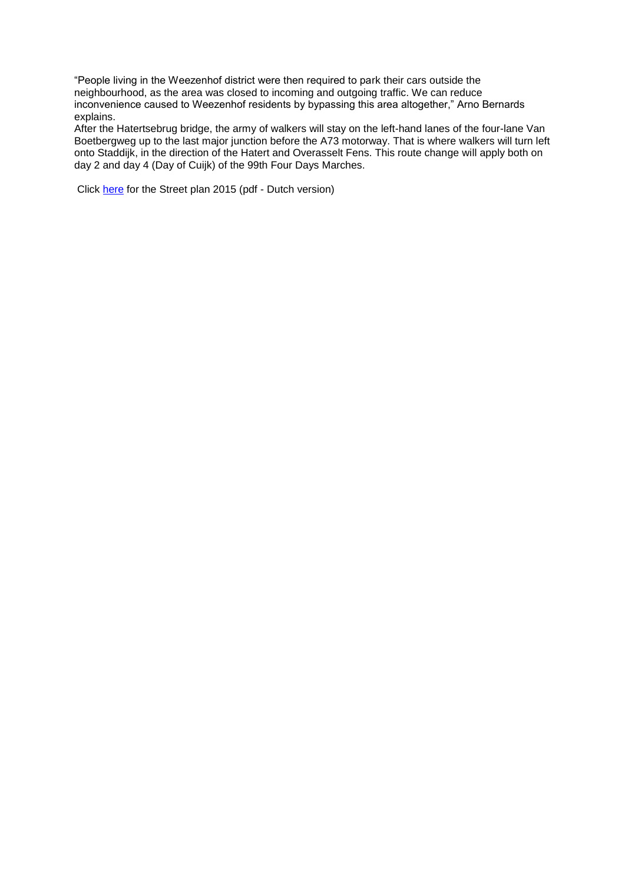"People living in the Weezenhof district were then required to park their cars outside the neighbourhood, as the area was closed to incoming and outgoing traffic. We can reduce inconvenience caused to Weezenhof residents by bypassing this area altogether," Arno Bernards explains.

After the Hatertsebrug bridge, the army of walkers will stay on the left-hand lanes of the four-lane Van Boetbergweg up to the last major junction before the A73 motorway. That is where walkers will turn left onto Staddijk, in the direction of the Hatert and Overasselt Fens. This route change will apply both on day 2 and day 4 (Day of Cuijk) of the 99th Four Days Marches.

Click here for the Street plan 2015 (pdf - Dutch version)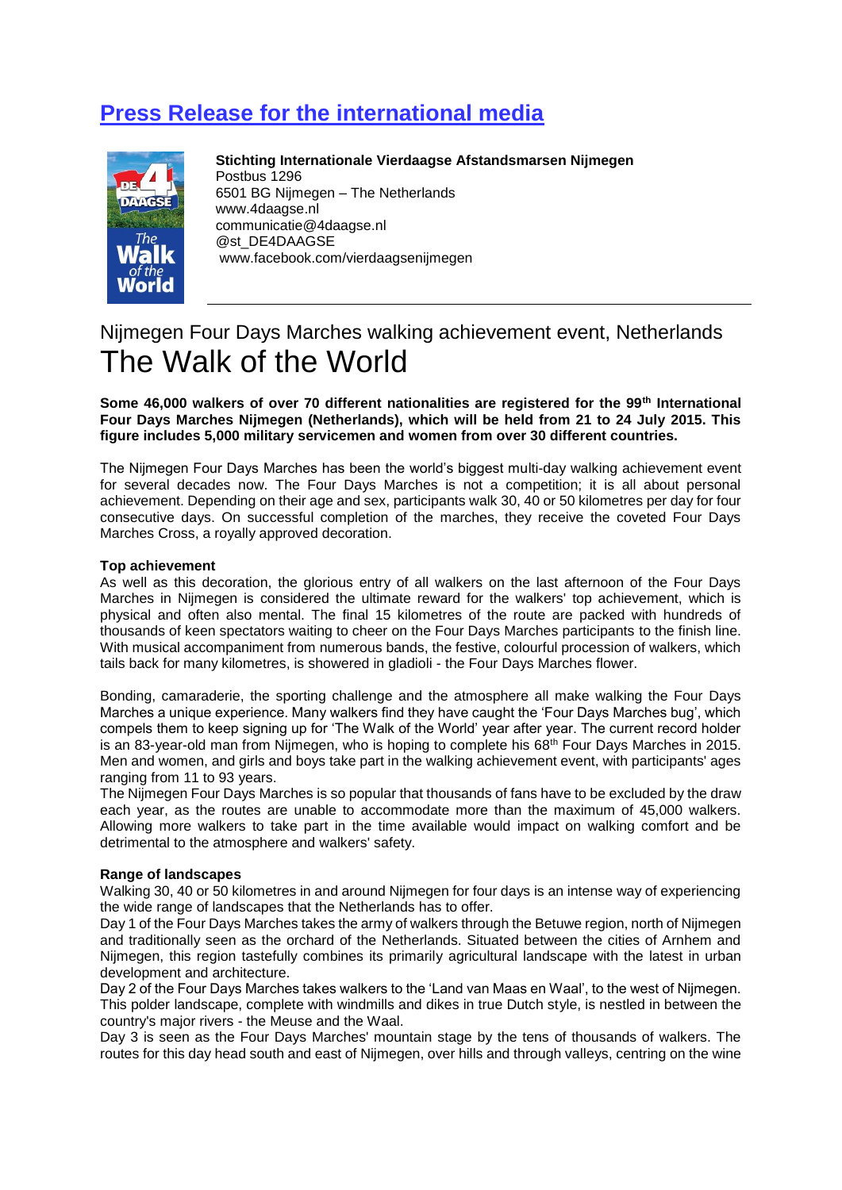## Press Release for the international media

**Stichting Internationale Vierdaagse Afstandsmarsen Nijmegen**
Postbus 1296
6501 BG Nijmegen – The Netherlands
www.4daagse.nl
communicatie@4daagse.nl
@st_DE4DAAGSE
www.facebook.com/vierdaagsenijmegen

---

Nijmegen Four Days Marches walking achievement event, Netherlands

# The Walk of the World

**Some 46,000 walkers of over 70 different nationalities are registered for the 99th International Four Days Marches Nijmegen (Netherlands), which will be held from 21 to 24 July 2015. This figure includes 5,000 military servicemen and women from over 30 different countries.**

The Nijmegen Four Days Marches has been the world's biggest multi-day walking achievement event for several decades now. The Four Days Marches is not a competition; it is all about personal achievement. Depending on their age and sex, participants walk 30, 40 or 50 kilometres per day for four consecutive days. On successful completion of the marches, they receive the coveted Four Days Marches Cross, a royally approved decoration.

**Top achievement**

As well as this decoration, the glorious entry of all walkers on the last afternoon of the Four Days Marches in Nijmegen is considered the ultimate reward for the walkers' top achievement, which is physical and often also mental. The final 15 kilometres of the route are packed with hundreds of thousands of keen spectators waiting to cheer on the Four Days Marches participants to the finish line. With musical accompaniment from numerous bands, the festive, colourful procession of walkers, which tails back for many kilometres, is showered in gladioli - the Four Days Marches flower.

Bonding, camaraderie, the sporting challenge and the atmosphere all make walking the Four Days Marches a unique experience. Many walkers find they have caught the 'Four Days Marches bug', which compels them to keep signing up for 'The Walk of the World' year after year. The current record holder is an 83-year-old man from Nijmegen, who is hoping to complete his 68th Four Days Marches in 2015. Men and women, and girls and boys take part in the walking achievement event, with participants' ages ranging from 11 to 93 years.
The Nijmegen Four Days Marches is so popular that thousands of fans have to be excluded by the draw each year, as the routes are unable to accommodate more than the maximum of 45,000 walkers. Allowing more walkers to take part in the time available would impact on walking comfort and be detrimental to the atmosphere and walkers' safety.

**Range of landscapes**

Walking 30, 40 or 50 kilometres in and around Nijmegen for four days is an intense way of experiencing the wide range of landscapes that the Netherlands has to offer.
Day 1 of the Four Days Marches takes the army of walkers through the Betuwe region, north of Nijmegen and traditionally seen as the orchard of the Netherlands. Situated between the cities of Arnhem and Nijmegen, this region tastefully combines its primarily agricultural landscape with the latest in urban development and architecture.
Day 2 of the Four Days Marches takes walkers to the 'Land van Maas en Waal', to the west of Nijmegen. This polder landscape, complete with windmills and dikes in true Dutch style, is nestled in between the country's major rivers - the Meuse and the Waal.
Day 3 is seen as the Four Days Marches' mountain stage by the tens of thousands of walkers. The routes for this day head south and east of Nijmegen, over hills and through valleys, centring on the wine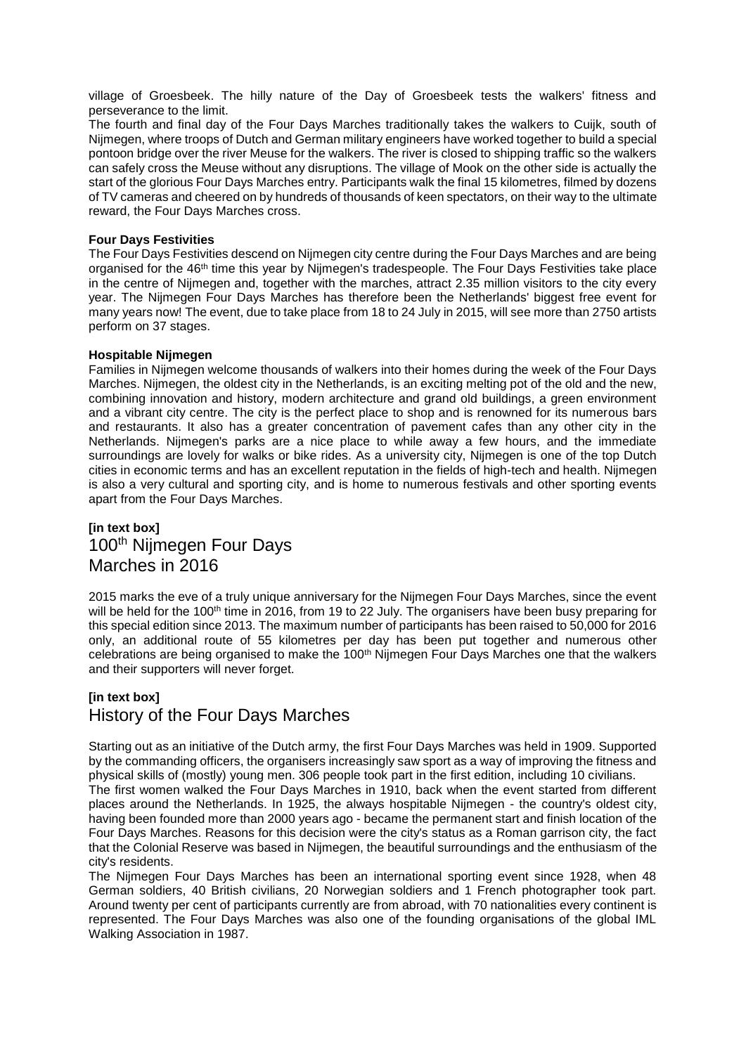village of Groesbeek. The hilly nature of the Day of Groesbeek tests the walkers' fitness and perseverance to the limit.

The fourth and final day of the Four Days Marches traditionally takes the walkers to Cuijk, south of Nijmegen, where troops of Dutch and German military engineers have worked together to build a special pontoon bridge over the river Meuse for the walkers. The river is closed to shipping traffic so the walkers can safely cross the Meuse without any disruptions. The village of Mook on the other side is actually the start of the glorious Four Days Marches entry. Participants walk the final 15 kilometres, filmed by dozens of TV cameras and cheered on by hundreds of thousands of keen spectators, on their way to the ultimate reward, the Four Days Marches cross.

**Four Days Festivities**

The Four Days Festivities descend on Nijmegen city centre during the Four Days Marches and are being organised for the 46th time this year by Nijmegen's tradespeople. The Four Days Festivities take place in the centre of Nijmegen and, together with the marches, attract 2.35 million visitors to the city every year. The Nijmegen Four Days Marches has therefore been the Netherlands' biggest free event for many years now! The event, due to take place from 18 to 24 July in 2015, will see more than 2750 artists perform on 37 stages.

**Hospitable Nijmegen**

Families in Nijmegen welcome thousands of walkers into their homes during the week of the Four Days Marches. Nijmegen, the oldest city in the Netherlands, is an exciting melting pot of the old and the new, combining innovation and history, modern architecture and grand old buildings, a green environment and a vibrant city centre. The city is the perfect place to shop and is renowned for its numerous bars and restaurants. It also has a greater concentration of pavement cafes than any other city in the Netherlands. Nijmegen's parks are a nice place to while away a few hours, and the immediate surroundings are lovely for walks or bike rides. As a university city, Nijmegen is one of the top Dutch cities in economic terms and has an excellent reputation in the fields of high-tech and health. Nijmegen is also a very cultural and sporting city, and is home to numerous festivals and other sporting events apart from the Four Days Marches.

**[in text box]**

## 100th Nijmegen Four Days Marches in 2016

2015 marks the eve of a truly unique anniversary for the Nijmegen Four Days Marches, since the event will be held for the 100th time in 2016, from 19 to 22 July. The organisers have been busy preparing for this special edition since 2013. The maximum number of participants has been raised to 50,000 for 2016 only, an additional route of 55 kilometres per day has been put together and numerous other celebrations are being organised to make the 100th Nijmegen Four Days Marches one that the walkers and their supporters will never forget.

**[in text box]**

## History of the Four Days Marches

Starting out as an initiative of the Dutch army, the first Four Days Marches was held in 1909. Supported by the commanding officers, the organisers increasingly saw sport as a way of improving the fitness and physical skills of (mostly) young men. 306 people took part in the first edition, including 10 civilians.

The first women walked the Four Days Marches in 1910, back when the event started from different places around the Netherlands. In 1925, the always hospitable Nijmegen - the country's oldest city, having been founded more than 2000 years ago - became the permanent start and finish location of the Four Days Marches. Reasons for this decision were the city's status as a Roman garrison city, the fact that the Colonial Reserve was based in Nijmegen, the beautiful surroundings and the enthusiasm of the city's residents.

The Nijmegen Four Days Marches has been an international sporting event since 1928, when 48 German soldiers, 40 British civilians, 20 Norwegian soldiers and 1 French photographer took part. Around twenty per cent of participants currently are from abroad, with 70 nationalities every continent is represented. The Four Days Marches was also one of the founding organisations of the global IML Walking Association in 1987.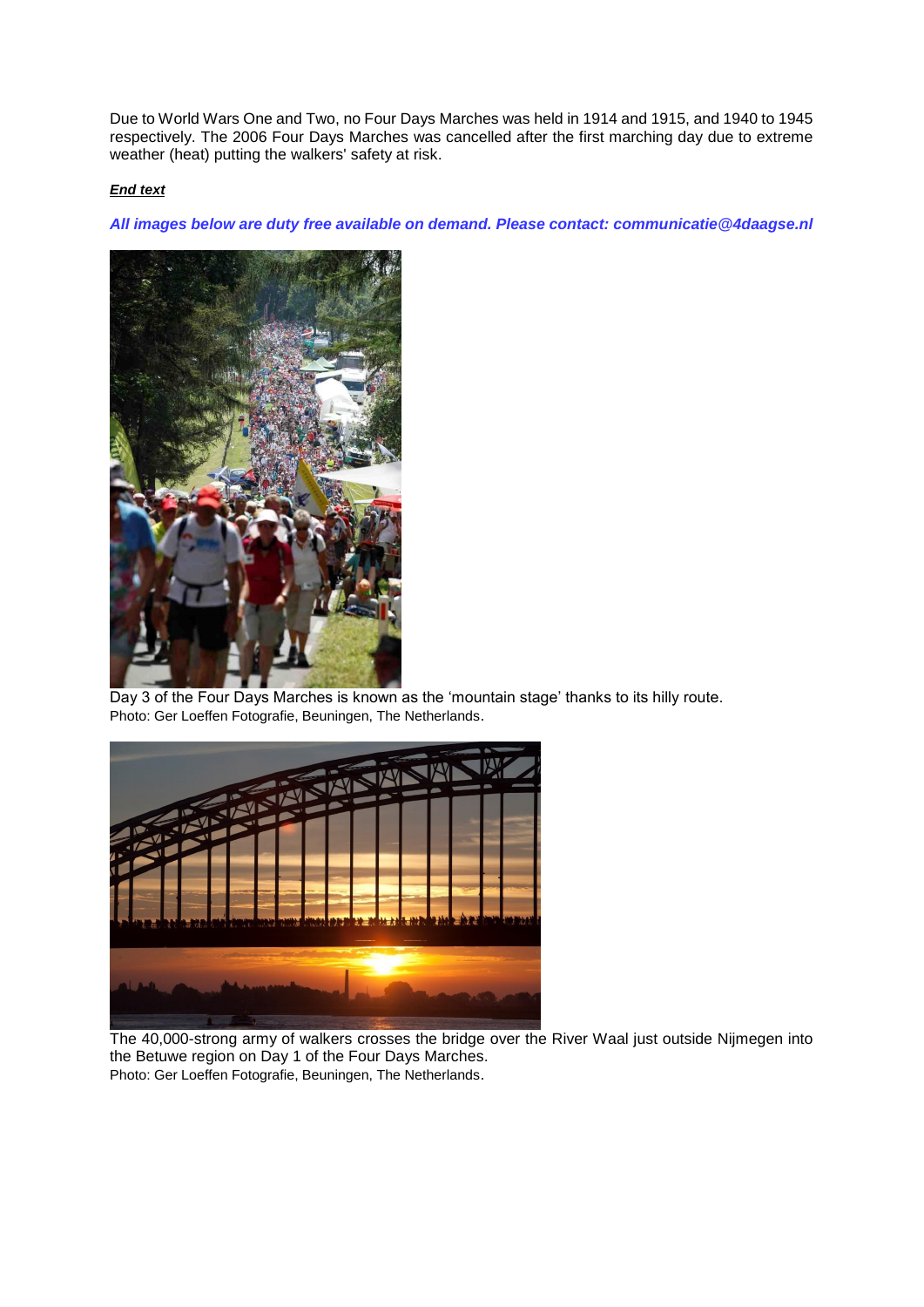Due to World Wars One and Two, no Four Days Marches was held in 1914 and 1915, and 1940 to 1945 respectively. The 2006 Four Days Marches was cancelled after the first marching day due to extreme weather (heat) putting the walkers' safety at risk.

***End text***

***All images below are duty free available on demand. Please contact: communicatie@4daagse.nl***

Day 3 of the Four Days Marches is known as the 'mountain stage' thanks to its hilly route.
Photo: Ger Loeffen Fotografie, Beuningen, The Netherlands.

The 40,000-strong army of walkers crosses the bridge over the River Waal just outside Nijmegen into the Betuwe region on Day 1 of the Four Days Marches.
Photo: Ger Loeffen Fotografie, Beuningen, The Netherlands.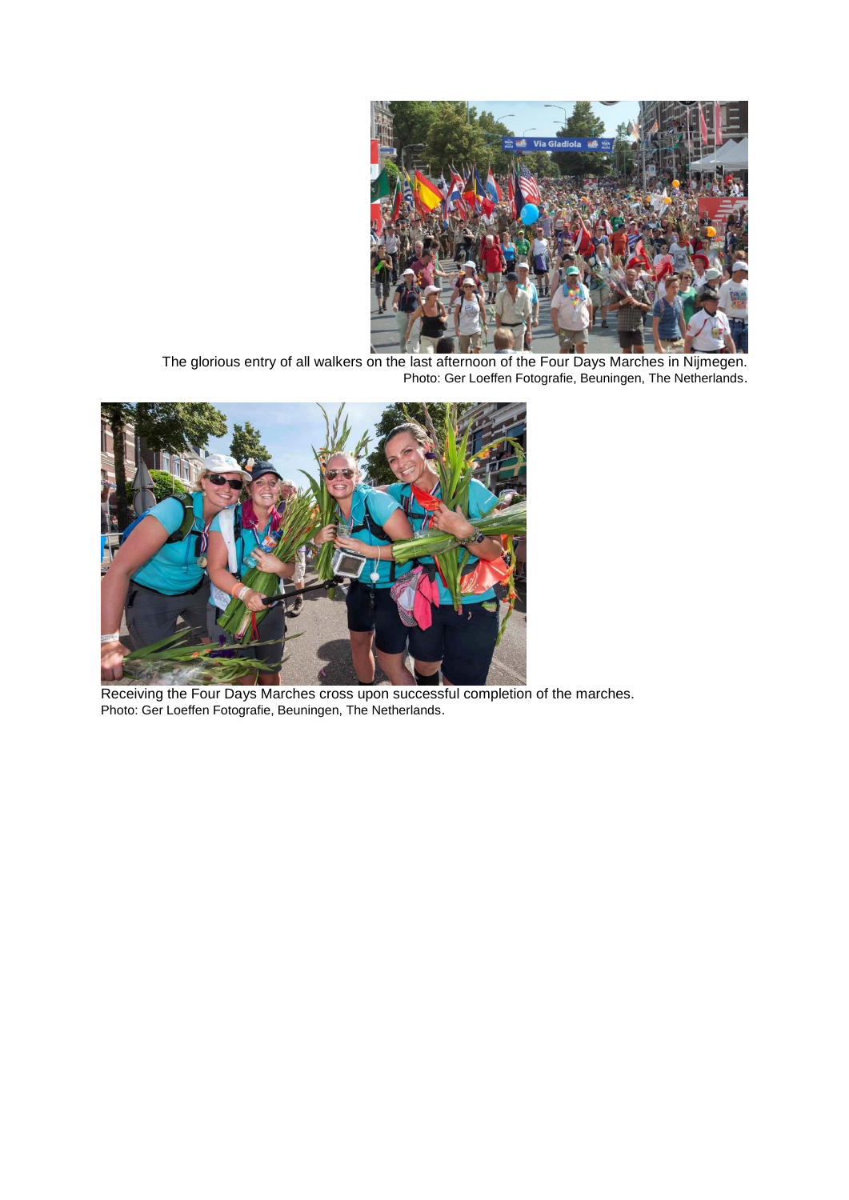The glorious entry of all walkers on the last afternoon of the Four Days Marches in Nijmegen.
Photo: Ger Loeffen Fotografie, Beuningen, The Netherlands.

Receiving the Four Days Marches cross upon successful completion of the marches.
Photo: Ger Loeffen Fotografie, Beuningen, The Netherlands.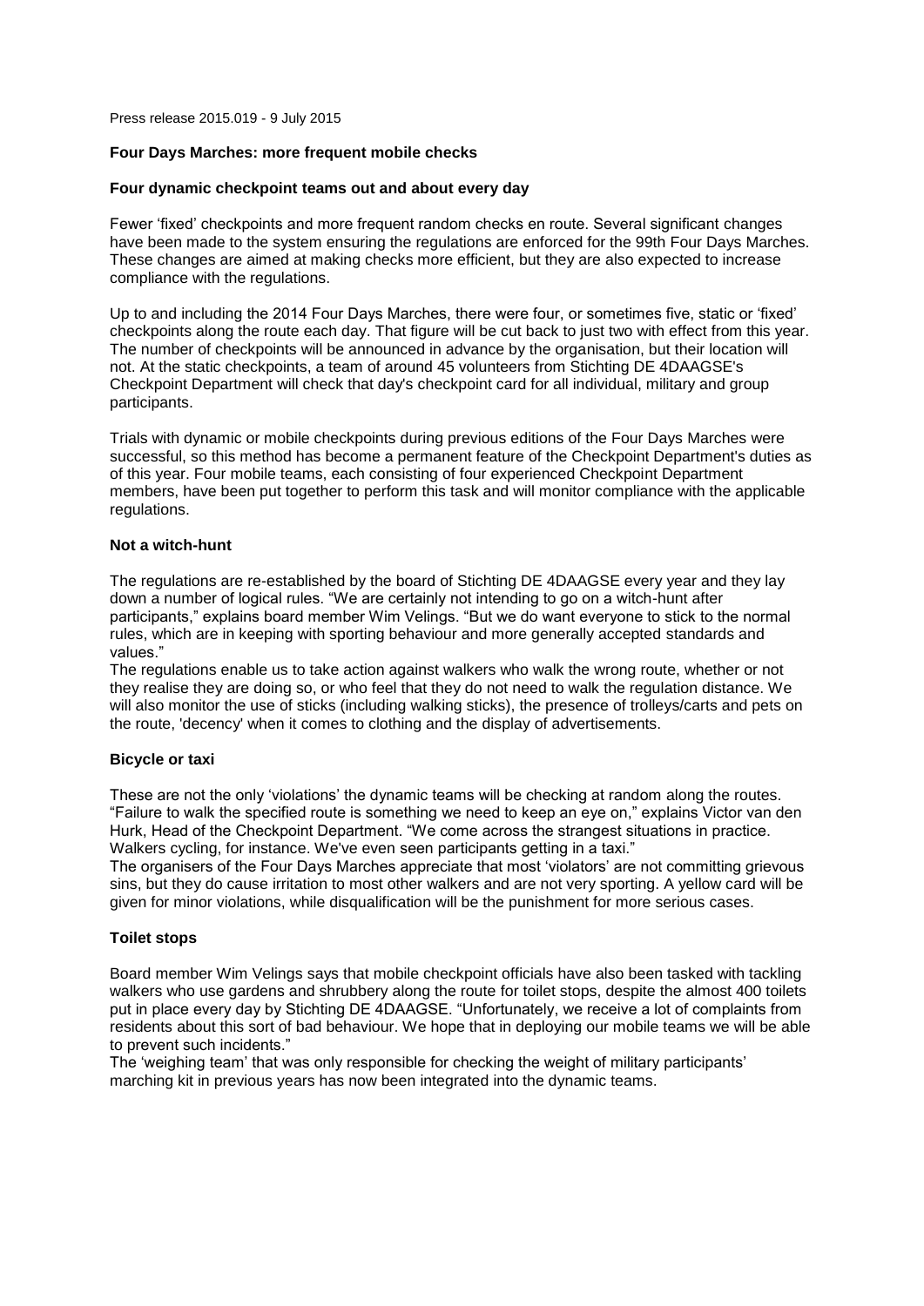Press release 2015.019 - 9 July 2015

## Four Days Marches: more frequent mobile checks

### Four dynamic checkpoint teams out and about every day

Fewer ‘fixed’ checkpoints and more frequent random checks en route. Several significant changes have been made to the system ensuring the regulations are enforced for the 99th Four Days Marches. These changes are aimed at making checks more efficient, but they are also expected to increase compliance with the regulations.

Up to and including the 2014 Four Days Marches, there were four, or sometimes five, static or ‘fixed’ checkpoints along the route each day. That figure will be cut back to just two with effect from this year. The number of checkpoints will be announced in advance by the organisation, but their location will not. At the static checkpoints, a team of around 45 volunteers from Stichting DE 4DAAGSE's Checkpoint Department will check that day's checkpoint card for all individual, military and group participants.

Trials with dynamic or mobile checkpoints during previous editions of the Four Days Marches were successful, so this method has become a permanent feature of the Checkpoint Department's duties as of this year. Four mobile teams, each consisting of four experienced Checkpoint Department members, have been put together to perform this task and will monitor compliance with the applicable regulations.

### Not a witch-hunt

The regulations are re-established by the board of Stichting DE 4DAAGSE every year and they lay down a number of logical rules. “We are certainly not intending to go on a witch-hunt after participants,” explains board member Wim Velings. “But we do want everyone to stick to the normal rules, which are in keeping with sporting behaviour and more generally accepted standards and values.”
The regulations enable us to take action against walkers who walk the wrong route, whether or not they realise they are doing so, or who feel that they do not need to walk the regulation distance. We will also monitor the use of sticks (including walking sticks), the presence of trolleys/carts and pets on the route, 'decency' when it comes to clothing and the display of advertisements.

### Bicycle or taxi

These are not the only ‘violations’ the dynamic teams will be checking at random along the routes. “Failure to walk the specified route is something we need to keep an eye on,” explains Victor van den Hurk, Head of the Checkpoint Department. “We come across the strangest situations in practice. Walkers cycling, for instance. We've even seen participants getting in a taxi.”
The organisers of the Four Days Marches appreciate that most ‘violators’ are not committing grievous sins, but they do cause irritation to most other walkers and are not very sporting. A yellow card will be given for minor violations, while disqualification will be the punishment for more serious cases.

### Toilet stops

Board member Wim Velings says that mobile checkpoint officials have also been tasked with tackling walkers who use gardens and shrubbery along the route for toilet stops, despite the almost 400 toilets put in place every day by Stichting DE 4DAAGSE. “Unfortunately, we receive a lot of complaints from residents about this sort of bad behaviour. We hope that in deploying our mobile teams we will be able to prevent such incidents.”
The ‘weighing team’ that was only responsible for checking the weight of military participants’ marching kit in previous years has now been integrated into the dynamic teams.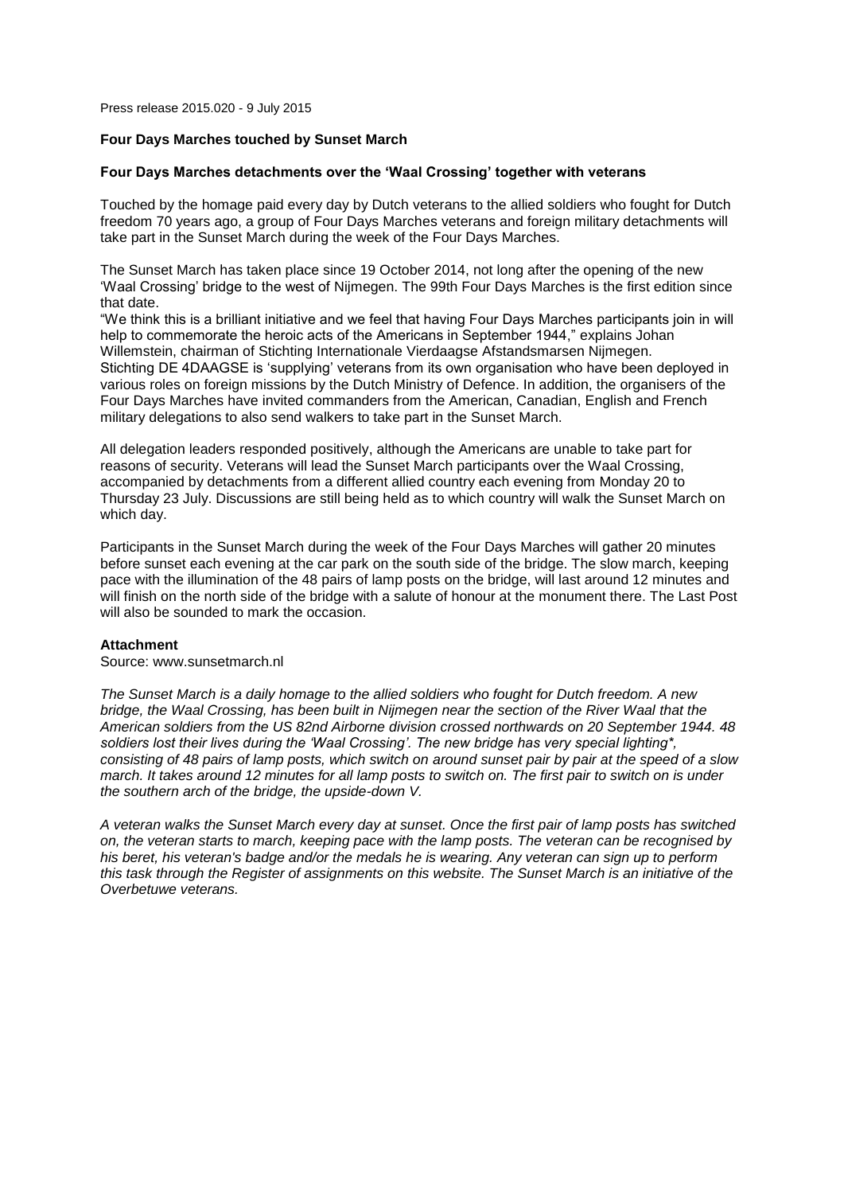Press release 2015.020 - 9 July 2015

**Four Days Marches touched by Sunset March**

**Four Days Marches detachments over the 'Waal Crossing' together with veterans**

Touched by the homage paid every day by Dutch veterans to the allied soldiers who fought for Dutch freedom 70 years ago, a group of Four Days Marches veterans and foreign military detachments will take part in the Sunset March during the week of the Four Days Marches.

The Sunset March has taken place since 19 October 2014, not long after the opening of the new 'Waal Crossing' bridge to the west of Nijmegen. The 99th Four Days Marches is the first edition since that date.

"We think this is a brilliant initiative and we feel that having Four Days Marches participants join in will help to commemorate the heroic acts of the Americans in September 1944," explains Johan Willemstein, chairman of Stichting Internationale Vierdaagse Afstandsmarsen Nijmegen.

Stichting DE 4DAAGSE is 'supplying' veterans from its own organisation who have been deployed in various roles on foreign missions by the Dutch Ministry of Defence. In addition, the organisers of the Four Days Marches have invited commanders from the American, Canadian, English and French military delegations to also send walkers to take part in the Sunset March.

All delegation leaders responded positively, although the Americans are unable to take part for reasons of security. Veterans will lead the Sunset March participants over the Waal Crossing, accompanied by detachments from a different allied country each evening from Monday 20 to Thursday 23 July. Discussions are still being held as to which country will walk the Sunset March on which day.

Participants in the Sunset March during the week of the Four Days Marches will gather 20 minutes before sunset each evening at the car park on the south side of the bridge. The slow march, keeping pace with the illumination of the 48 pairs of lamp posts on the bridge, will last around 12 minutes and will finish on the north side of the bridge with a salute of honour at the monument there. The Last Post will also be sounded to mark the occasion.

**Attachment**

Source: www.sunsetmarch.nl

*The Sunset March is a daily homage to the allied soldiers who fought for Dutch freedom. A new bridge, the Waal Crossing, has been built in Nijmegen near the section of the River Waal that the American soldiers from the US 82nd Airborne division crossed northwards on 20 September 1944. 48 soldiers lost their lives during the 'Waal Crossing'. The new bridge has very special lighting*, consisting of 48 pairs of lamp posts, which switch on around sunset pair by pair at the speed of a slow march. It takes around 12 minutes for all lamp posts to switch on. The first pair to switch on is under the southern arch of the bridge, the upside-down V.*

*A veteran walks the Sunset March every day at sunset. Once the first pair of lamp posts has switched on, the veteran starts to march, keeping pace with the lamp posts. The veteran can be recognised by his beret, his veteran's badge and/or the medals he is wearing. Any veteran can sign up to perform this task through the Register of assignments on this website. The Sunset March is an initiative of the Overbetuwe veterans.*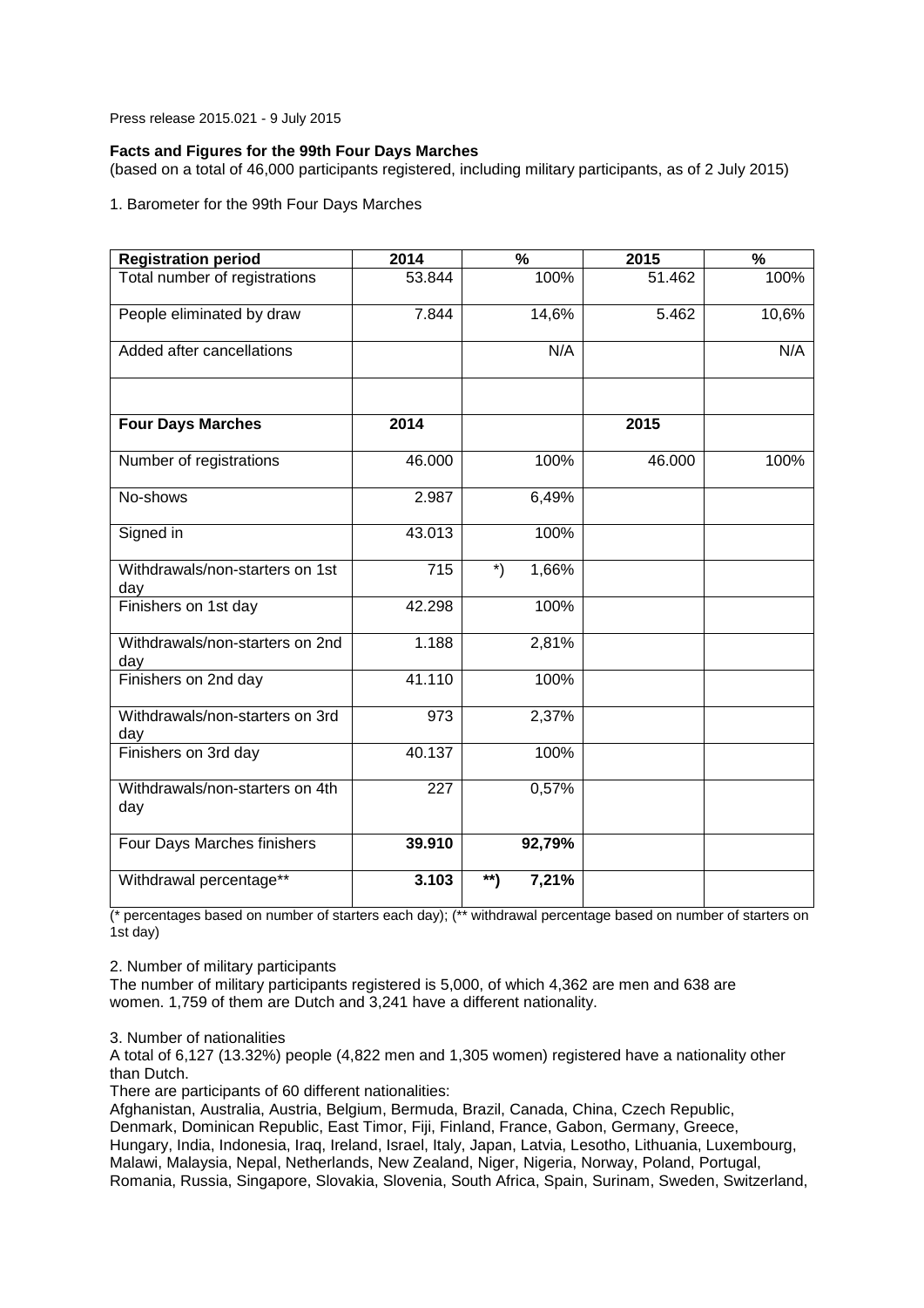Press release 2015.021 - 9 July 2015

**Facts and Figures for the 99th Four Days Marches**
(based on a total of 46,000 participants registered, including military participants, as of 2 July 2015)

1. Barometer for the 99th Four Days Marches

| **Registration period** | **2014** | **%** | **2015** | **%** |
|---|---|---|---|---|
| Total number of registrations | 53.844 | 100% | 51.462 | 100% |
| People eliminated by draw | 7.844 | 14,6% | 5.462 | 10,6% |
| Added after cancellations | | N/A | | N/A |
| | | | | |
| **Four Days Marches** | **2014** | | **2015** | |
| Number of registrations | 46.000 | 100% | 46.000 | 100% |
| No-shows | 2.987 | 6,49% | | |
| Signed in | 43.013 | 100% | | |
| Withdrawals/non-starters on 1st day | 715 | *) 1,66% | | |
| Finishers on 1st day | 42.298 | 100% | | |
| Withdrawals/non-starters on 2nd day | 1.188 | 2,81% | | |
| Finishers on 2nd day | 41.110 | 100% | | |
| Withdrawals/non-starters on 3rd day | 973 | 2,37% | | |
| Finishers on 3rd day | 40.137 | 100% | | |
| Withdrawals/non-starters on 4th day | 227 | 0,57% | | |
| Four Days Marches finishers | **39.910** | **92,79%** | | |
| Withdrawal percentage** | **3.103** | **\*\*) 7,21%** | | |

(* percentages based on number of starters each day); (** withdrawal percentage based on number of starters on 1st day)

2. Number of military participants
The number of military participants registered is 5,000, of which 4,362 are men and 638 are women. 1,759 of them are Dutch and 3,241 have a different nationality.

3. Number of nationalities
A total of 6,127 (13.32%) people (4,822 men and 1,305 women) registered have a nationality other than Dutch.
There are participants of 60 different nationalities:
Afghanistan, Australia, Austria, Belgium, Bermuda, Brazil, Canada, China, Czech Republic, Denmark, Dominican Republic, East Timor, Fiji, Finland, France, Gabon, Germany, Greece, Hungary, India, Indonesia, Iraq, Ireland, Israel, Italy, Japan, Latvia, Lesotho, Lithuania, Luxembourg, Malawi, Malaysia, Nepal, Netherlands, New Zealand, Niger, Nigeria, Norway, Poland, Portugal, Romania, Russia, Singapore, Slovakia, Slovenia, South Africa, Spain, Surinam, Sweden, Switzerland,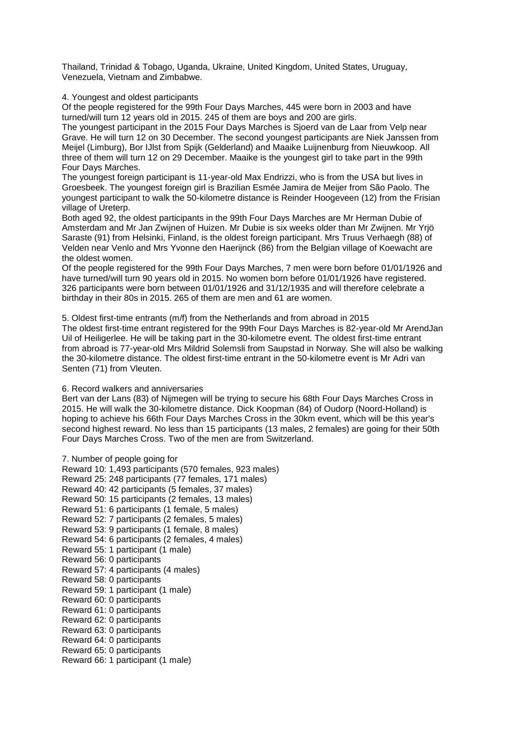Thailand, Trinidad & Tobago, Uganda, Ukraine, United Kingdom, United States, Uruguay, Venezuela, Vietnam and Zimbabwe.

4. Youngest and oldest participants

Of the people registered for the 99th Four Days Marches, 445 were born in 2003 and have turned/will turn 12 years old in 2015. 245 of them are boys and 200 are girls.

The youngest participant in the 2015 Four Days Marches is Sjoerd van de Laar from Velp near Grave. He will turn 12 on 30 December. The second youngest participants are Niek Janssen from Meijel (Limburg), Bor IJlst from Spijk (Gelderland) and Maaike Luijnenburg from Nieuwkoop. All three of them will turn 12 on 29 December. Maaike is the youngest girl to take part in the 99th Four Days Marches.

The youngest foreign participant is 11-year-old Max Endrizzi, who is from the USA but lives in Groesbeek. The youngest foreign girl is Brazilian Esmée Jamira de Meijer from São Paolo. The youngest participant to walk the 50-kilometre distance is Reinder Hoogeveen (12) from the Frisian village of Ureterp.

Both aged 92, the oldest participants in the 99th Four Days Marches are Mr Herman Dubie of Amsterdam and Mr Jan Zwijnen of Huizen. Mr Dubie is six weeks older than Mr Zwijnen. Mr Yrjö Saraste (91) from Helsinki, Finland, is the oldest foreign participant. Mrs Truus Verhaegh (88) of Velden near Venlo and Mrs Yvonne den Haerijnck (86) from the Belgian village of Koewacht are the oldest women.

Of the people registered for the 99th Four Days Marches, 7 men were born before 01/01/1926 and have turned/will turn 90 years old in 2015. No women born before 01/01/1926 have registered. 326 participants were born between 01/01/1926 and 31/12/1935 and will therefore celebrate a birthday in their 80s in 2015. 265 of them are men and 61 are women.

5. Oldest first-time entrants (m/f) from the Netherlands and from abroad in 2015

The oldest first-time entrant registered for the 99th Four Days Marches is 82-year-old Mr ArendJan Uil of Heiligerlee. He will be taking part in the 30-kilometre event. The oldest first-time entrant from abroad is 77-year-old Mrs Mildrid Solemsli from Saupstad in Norway. She will also be walking the 30-kilometre distance. The oldest first-time entrant in the 50-kilometre event is Mr Adri van Senten (71) from Vleuten.

6. Record walkers and anniversaries

Bert van der Lans (83) of Nijmegen will be trying to secure his 68th Four Days Marches Cross in 2015. He will walk the 30-kilometre distance. Dick Koopman (84) of Oudorp (Noord-Holland) is hoping to achieve his 66th Four Days Marches Cross in the 30km event, which will be this year's second highest reward. No less than 15 participants (13 males, 2 females) are going for their 50th Four Days Marches Cross. Two of the men are from Switzerland.

7. Number of people going for

Reward 10: 1,493 participants (570 females, 923 males)
Reward 25: 248 participants (77 females, 171 males)
Reward 40: 42 participants (5 females, 37 males)
Reward 50: 15 participants (2 females, 13 males)
Reward 51: 6 participants (1 female, 5 males)
Reward 52: 7 participants (2 females, 5 males)
Reward 53: 9 participants (1 female, 8 males)
Reward 54: 6 participants (2 females, 4 males)
Reward 55: 1 participant (1 male)
Reward 56: 0 participants
Reward 57: 4 participants (4 males)
Reward 58: 0 participants
Reward 59: 1 participant (1 male)
Reward 60: 0 participants
Reward 61: 0 participants
Reward 62: 0 participants
Reward 63: 0 participants
Reward 64: 0 participants
Reward 65: 0 participants
Reward 66: 1 participant (1 male)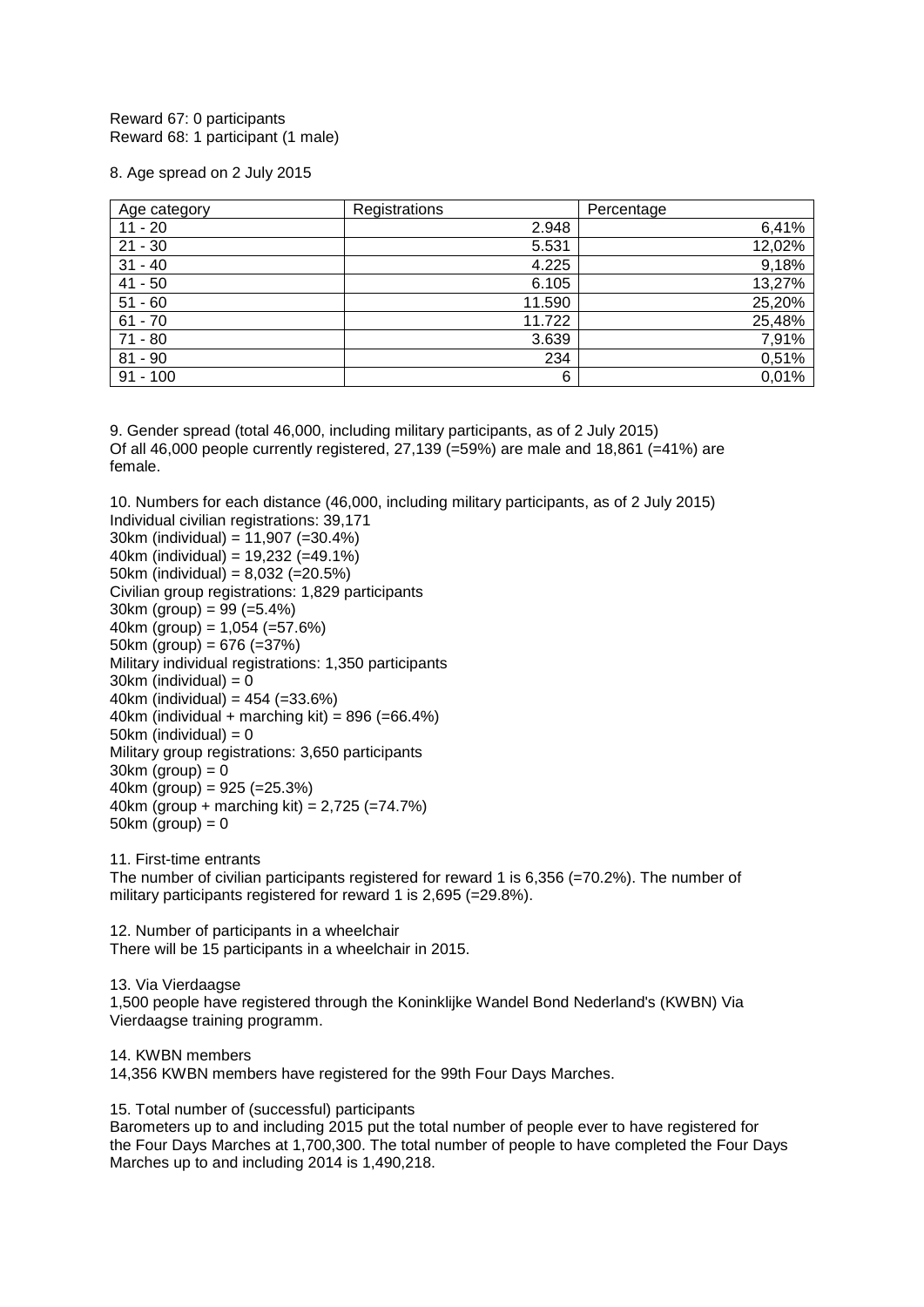Reward 67: 0 participants
Reward 68: 1 participant (1 male)

8. Age spread on 2 July 2015

| Age category | Registrations | Percentage |
|---|---:|---:|
| 11 - 20 | 2.948 | 6,41% |
| 21 - 30 | 5.531 | 12,02% |
| 31 - 40 | 4.225 | 9,18% |
| 41 - 50 | 6.105 | 13,27% |
| 51 - 60 | 11.590 | 25,20% |
| 61 - 70 | 11.722 | 25,48% |
| 71 - 80 | 3.639 | 7,91% |
| 81 - 90 | 234 | 0,51% |
| 91 - 100 | 6 | 0,01% |

9. Gender spread (total 46,000, including military participants, as of 2 July 2015)
Of all 46,000 people currently registered, 27,139 (=59%) are male and 18,861 (=41%) are female.

10. Numbers for each distance (46,000, including military participants, as of 2 July 2015)
Individual civilian registrations: 39,171
30km (individual) = 11,907 (=30.4%)
40km (individual) = 19,232 (=49.1%)
50km (individual) = 8,032 (=20.5%)
Civilian group registrations: 1,829 participants
30km (group) = 99 (=5.4%)
40km (group) = 1,054 (=57.6%)
50km (group) = 676 (=37%)
Military individual registrations: 1,350 participants
30km (individual) = 0
40km (individual) = 454 (=33.6%)
40km (individual + marching kit) = 896 (=66.4%)
50km (individual) = 0
Military group registrations: 3,650 participants
30km (group) = 0
40km (group) = 925 (=25.3%)
40km (group + marching kit) = 2,725 (=74.7%)
50km (group) = 0

11. First-time entrants
The number of civilian participants registered for reward 1 is 6,356 (=70.2%). The number of military participants registered for reward 1 is 2,695 (=29.8%).

12. Number of participants in a wheelchair
There will be 15 participants in a wheelchair in 2015.

13. Via Vierdaagse
1,500 people have registered through the Koninklijke Wandel Bond Nederland's (KWBN) Via Vierdaagse training programm.

14. KWBN members
14,356 KWBN members have registered for the 99th Four Days Marches.

15. Total number of (successful) participants
Barometers up to and including 2015 put the total number of people ever to have registered for the Four Days Marches at 1,700,300. The total number of people to have completed the Four Days Marches up to and including 2014 is 1,490,218.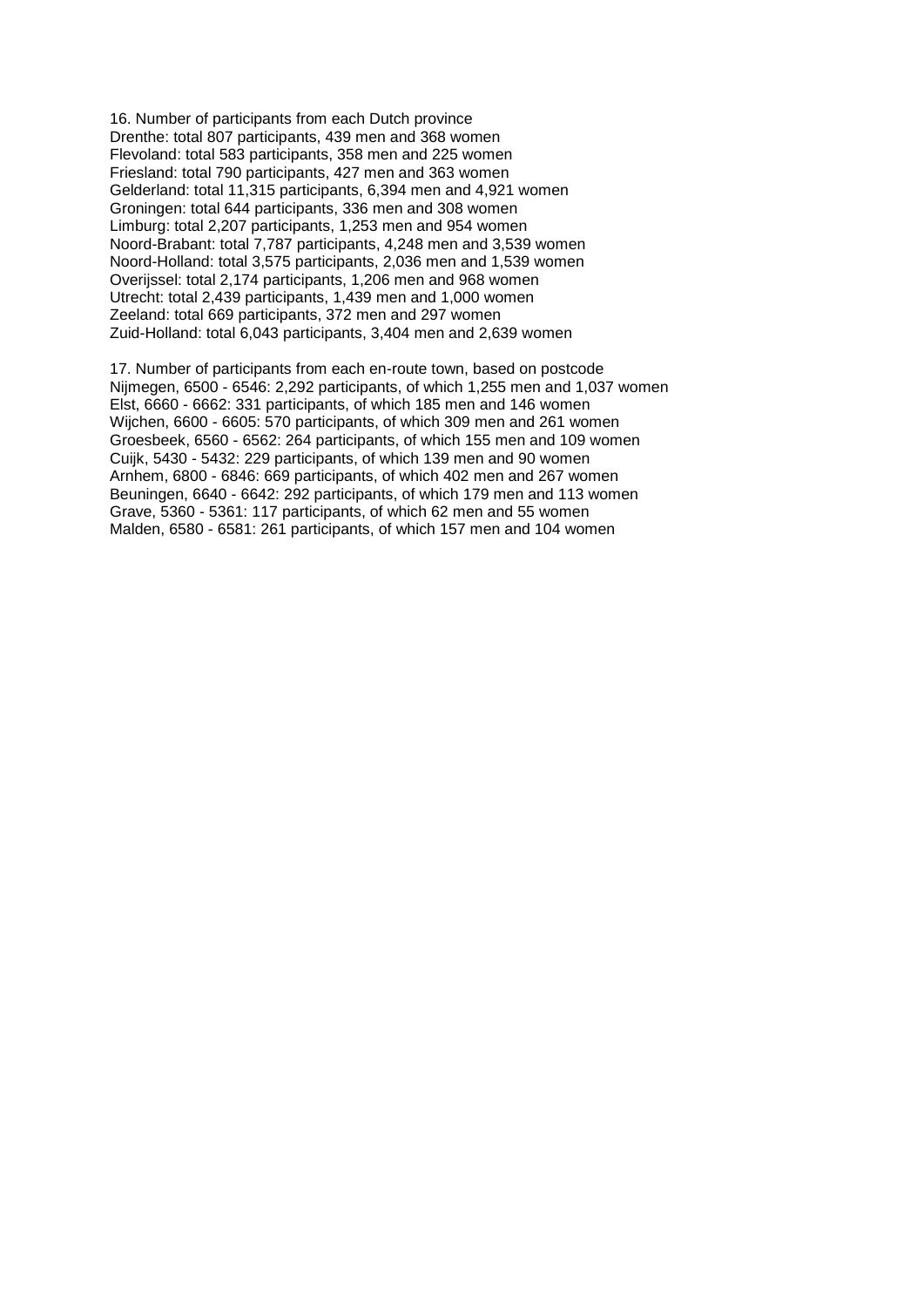16. Number of participants from each Dutch province
Drenthe: total 807 participants, 439 men and 368 women
Flevoland: total 583 participants, 358 men and 225 women
Friesland: total 790 participants, 427 men and 363 women
Gelderland: total 11,315 participants, 6,394 men and 4,921 women
Groningen: total 644 participants, 336 men and 308 women
Limburg: total 2,207 participants, 1,253 men and 954 women
Noord-Brabant: total 7,787 participants, 4,248 men and 3,539 women
Noord-Holland: total 3,575 participants, 2,036 men and 1,539 women
Overijssel: total 2,174 participants, 1,206 men and 968 women
Utrecht: total 2,439 participants, 1,439 men and 1,000 women
Zeeland: total 669 participants, 372 men and 297 women
Zuid-Holland: total 6,043 participants, 3,404 men and 2,639 women

17. Number of participants from each en-route town, based on postcode
Nijmegen, 6500 - 6546: 2,292 participants, of which 1,255 men and 1,037 women
Elst, 6660 - 6662: 331 participants, of which 185 men and 146 women
Wijchen, 6600 - 6605: 570 participants, of which 309 men and 261 women
Groesbeek, 6560 - 6562: 264 participants, of which 155 men and 109 women
Cuijk, 5430 - 5432: 229 participants, of which 139 men and 90 women
Arnhem, 6800 - 6846: 669 participants, of which 402 men and 267 women
Beuningen, 6640 - 6642: 292 participants, of which 179 men and 113 women
Grave, 5360 - 5361: 117 participants, of which 62 men and 55 women
Malden, 6580 - 6581: 261 participants, of which 157 men and 104 women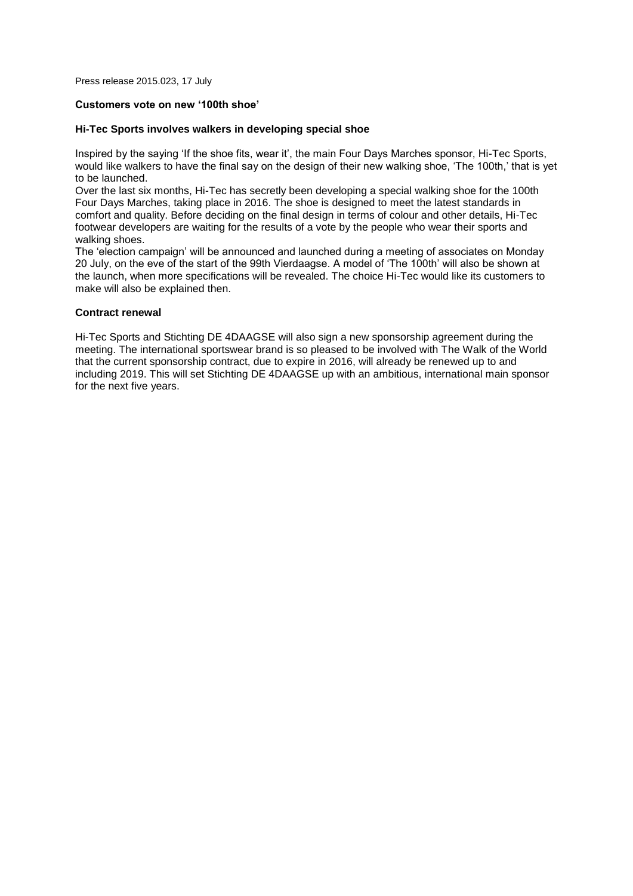Press release 2015.023, 17 July

**Customers vote on new '100th shoe'**

**Hi-Tec Sports involves walkers in developing special shoe**

Inspired by the saying 'If the shoe fits, wear it', the main Four Days Marches sponsor, Hi-Tec Sports, would like walkers to have the final say on the design of their new walking shoe, 'The 100th,' that is yet to be launched.
Over the last six months, Hi-Tec has secretly been developing a special walking shoe for the 100th Four Days Marches, taking place in 2016. The shoe is designed to meet the latest standards in comfort and quality. Before deciding on the final design in terms of colour and other details, Hi-Tec footwear developers are waiting for the results of a vote by the people who wear their sports and walking shoes.
The 'election campaign' will be announced and launched during a meeting of associates on Monday 20 July, on the eve of the start of the 99th Vierdaagse. A model of 'The 100th' will also be shown at the launch, when more specifications will be revealed. The choice Hi-Tec would like its customers to make will also be explained then.

**Contract renewal**

Hi-Tec Sports and Stichting DE 4DAAGSE will also sign a new sponsorship agreement during the meeting. The international sportswear brand is so pleased to be involved with The Walk of the World that the current sponsorship contract, due to expire in 2016, will already be renewed up to and including 2019. This will set Stichting DE 4DAAGSE up with an ambitious, international main sponsor for the next five years.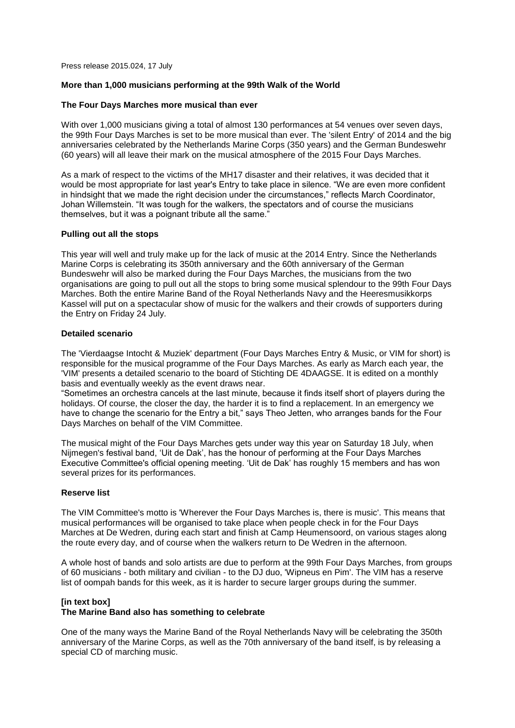Press release 2015.024, 17 July

**More than 1,000 musicians performing at the 99th Walk of the World**

**The Four Days Marches more musical than ever**

With over 1,000 musicians giving a total of almost 130 performances at 54 venues over seven days, the 99th Four Days Marches is set to be more musical than ever. The 'silent Entry' of 2014 and the big anniversaries celebrated by the Netherlands Marine Corps (350 years) and the German Bundeswehr (60 years) will all leave their mark on the musical atmosphere of the 2015 Four Days Marches.

As a mark of respect to the victims of the MH17 disaster and their relatives, it was decided that it would be most appropriate for last year's Entry to take place in silence. "We are even more confident in hindsight that we made the right decision under the circumstances," reflects March Coordinator, Johan Willemstein. "It was tough for the walkers, the spectators and of course the musicians themselves, but it was a poignant tribute all the same."

**Pulling out all the stops**

This year will well and truly make up for the lack of music at the 2014 Entry. Since the Netherlands Marine Corps is celebrating its 350th anniversary and the 60th anniversary of the German Bundeswehr will also be marked during the Four Days Marches, the musicians from the two organisations are going to pull out all the stops to bring some musical splendour to the 99th Four Days Marches. Both the entire Marine Band of the Royal Netherlands Navy and the Heeresmusikkorps Kassel will put on a spectacular show of music for the walkers and their crowds of supporters during the Entry on Friday 24 July.

**Detailed scenario**

The 'Vierdaagse Intocht & Muziek' department (Four Days Marches Entry & Music, or VIM for short) is responsible for the musical programme of the Four Days Marches. As early as March each year, the 'VIM' presents a detailed scenario to the board of Stichting DE 4DAAGSE. It is edited on a monthly basis and eventually weekly as the event draws near.
"Sometimes an orchestra cancels at the last minute, because it finds itself short of players during the holidays. Of course, the closer the day, the harder it is to find a replacement. In an emergency we have to change the scenario for the Entry a bit," says Theo Jetten, who arranges bands for the Four Days Marches on behalf of the VIM Committee.

The musical might of the Four Days Marches gets under way this year on Saturday 18 July, when Nijmegen's festival band, 'Uit de Dak', has the honour of performing at the Four Days Marches Executive Committee's official opening meeting. 'Uit de Dak' has roughly 15 members and has won several prizes for its performances.

**Reserve list**

The VIM Committee's motto is 'Wherever the Four Days Marches is, there is music'. This means that musical performances will be organised to take place when people check in for the Four Days Marches at De Wedren, during each start and finish at Camp Heumensoord, on various stages along the route every day, and of course when the walkers return to De Wedren in the afternoon.

A whole host of bands and solo artists are due to perform at the 99th Four Days Marches, from groups of 60 musicians - both military and civilian - to the DJ duo, 'Wipneus en Pim'. The VIM has a reserve list of oompah bands for this week, as it is harder to secure larger groups during the summer.

**[in text box]**
**The Marine Band also has something to celebrate**

One of the many ways the Marine Band of the Royal Netherlands Navy will be celebrating the 350th anniversary of the Marine Corps, as well as the 70th anniversary of the band itself, is by releasing a special CD of marching music.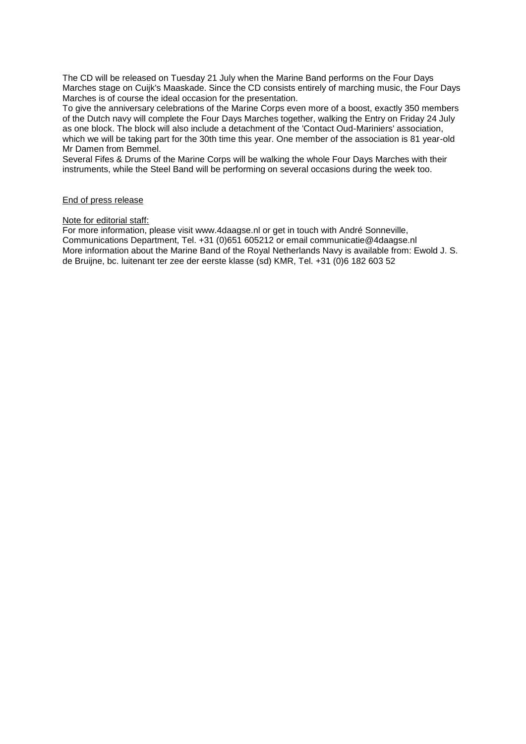The CD will be released on Tuesday 21 July when the Marine Band performs on the Four Days Marches stage on Cuijk's Maaskade. Since the CD consists entirely of marching music, the Four Days Marches is of course the ideal occasion for the presentation.

To give the anniversary celebrations of the Marine Corps even more of a boost, exactly 350 members of the Dutch navy will complete the Four Days Marches together, walking the Entry on Friday 24 July as one block. The block will also include a detachment of the 'Contact Oud-Mariniers' association, which we will be taking part for the 30th time this year. One member of the association is 81 year-old Mr Damen from Bemmel.

Several Fifes & Drums of the Marine Corps will be walking the whole Four Days Marches with their instruments, while the Steel Band will be performing on several occasions during the week too.

<u>End of press release</u>

<u>Note for editorial staff:</u>

For more information, please visit www.4daagse.nl or get in touch with André Sonneville, Communications Department, Tel. +31 (0)651 605212 or email communicatie@4daagse.nl

More information about the Marine Band of the Royal Netherlands Navy is available from: Ewold J. S. de Bruijne, bc. luitenant ter zee der eerste klasse (sd) KMR, Tel. +31 (0)6 182 603 52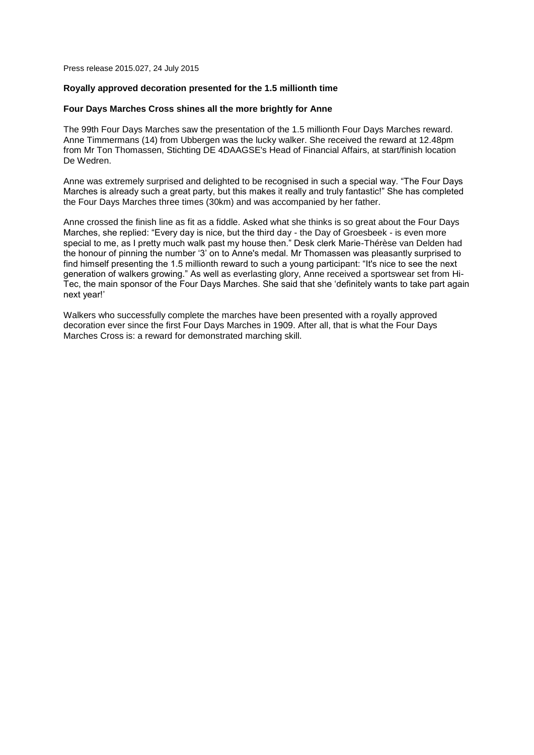Press release 2015.027, 24 July 2015

**Royally approved decoration presented for the 1.5 millionth time**

**Four Days Marches Cross shines all the more brightly for Anne**

The 99th Four Days Marches saw the presentation of the 1.5 millionth Four Days Marches reward. Anne Timmermans (14) from Ubbergen was the lucky walker. She received the reward at 12.48pm from Mr Ton Thomassen, Stichting DE 4DAAGSE's Head of Financial Affairs, at start/finish location De Wedren.

Anne was extremely surprised and delighted to be recognised in such a special way. “The Four Days Marches is already such a great party, but this makes it really and truly fantastic!” She has completed the Four Days Marches three times (30km) and was accompanied by her father.

Anne crossed the finish line as fit as a fiddle. Asked what she thinks is so great about the Four Days Marches, she replied: “Every day is nice, but the third day - the Day of Groesbeek - is even more special to me, as I pretty much walk past my house then.” Desk clerk Marie-Thérèse van Delden had the honour of pinning the number ‘3’ on to Anne's medal. Mr Thomassen was pleasantly surprised to find himself presenting the 1.5 millionth reward to such a young participant: “It's nice to see the next generation of walkers growing.” As well as everlasting glory, Anne received a sportswear set from Hi-Tec, the main sponsor of the Four Days Marches. She said that she ‘definitely wants to take part again next year!’

Walkers who successfully complete the marches have been presented with a royally approved decoration ever since the first Four Days Marches in 1909. After all, that is what the Four Days Marches Cross is: a reward for demonstrated marching skill.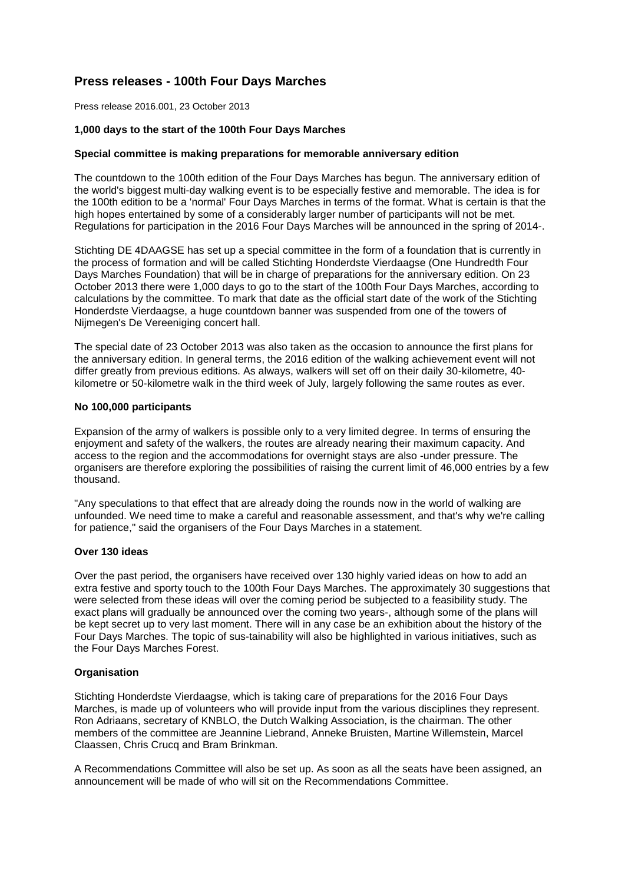## Press releases - 100th Four Days Marches

Press release 2016.001, 23 October 2013

**1,000 days to the start of the 100th Four Days Marches**

**Special committee is making preparations for memorable anniversary edition**

The countdown to the 100th edition of the Four Days Marches has begun. The anniversary edition of the world's biggest multi-day walking event is to be especially festive and memorable. The idea is for the 100th edition to be a 'normal' Four Days Marches in terms of the format. What is certain is that the high hopes entertained by some of a considerably larger number of participants will not be met. Regulations for participation in the 2016 Four Days Marches will be announced in the spring of 2014-.

Stichting DE 4DAAGSE has set up a special committee in the form of a foundation that is currently in the process of formation and will be called Stichting Honderdste Vierdaagse (One Hundredth Four Days Marches Foundation) that will be in charge of preparations for the anniversary edition. On 23 October 2013 there were 1,000 days to go to the start of the 100th Four Days Marches, according to calculations by the committee. To mark that date as the official start date of the work of the Stichting Honderdste Vierdaagse, a huge countdown banner was suspended from one of the towers of Nijmegen's De Vereeniging concert hall.

The special date of 23 October 2013 was also taken as the occasion to announce the first plans for the anniversary edition. In general terms, the 2016 edition of the walking achievement event will not differ greatly from previous editions. As always, walkers will set off on their daily 30-kilometre, 40-kilometre or 50-kilometre walk in the third week of July, largely following the same routes as ever.

**No 100,000 participants**

Expansion of the army of walkers is possible only to a very limited degree. In terms of ensuring the enjoyment and safety of the walkers, the routes are already nearing their maximum capacity. And access to the region and the accommodations for overnight stays are also -under pressure. The organisers are therefore exploring the possibilities of raising the current limit of 46,000 entries by a few thousand.

"Any speculations to that effect that are already doing the rounds now in the world of walking are unfounded. We need time to make a careful and reasonable assessment, and that's why we're calling for patience," said the organisers of the Four Days Marches in a statement.

**Over 130 ideas**

Over the past period, the organisers have received over 130 highly varied ideas on how to add an extra festive and sporty touch to the 100th Four Days Marches. The approximately 30 suggestions that were selected from these ideas will over the coming period be subjected to a feasibility study. The exact plans will gradually be announced over the coming two years-, although some of the plans will be kept secret up to very last moment. There will in any case be an exhibition about the history of the Four Days Marches. The topic of sus-tainability will also be highlighted in various initiatives, such as the Four Days Marches Forest.

**Organisation**

Stichting Honderdste Vierdaagse, which is taking care of preparations for the 2016 Four Days Marches, is made up of volunteers who will provide input from the various disciplines they represent. Ron Adriaans, secretary of KNBLO, the Dutch Walking Association, is the chairman. The other members of the committee are Jeannine Liebrand, Anneke Bruisten, Martine Willemstein, Marcel Claassen, Chris Crucq and Bram Brinkman.

A Recommendations Committee will also be set up. As soon as all the seats have been assigned, an announcement will be made of who will sit on the Recommendations Committee.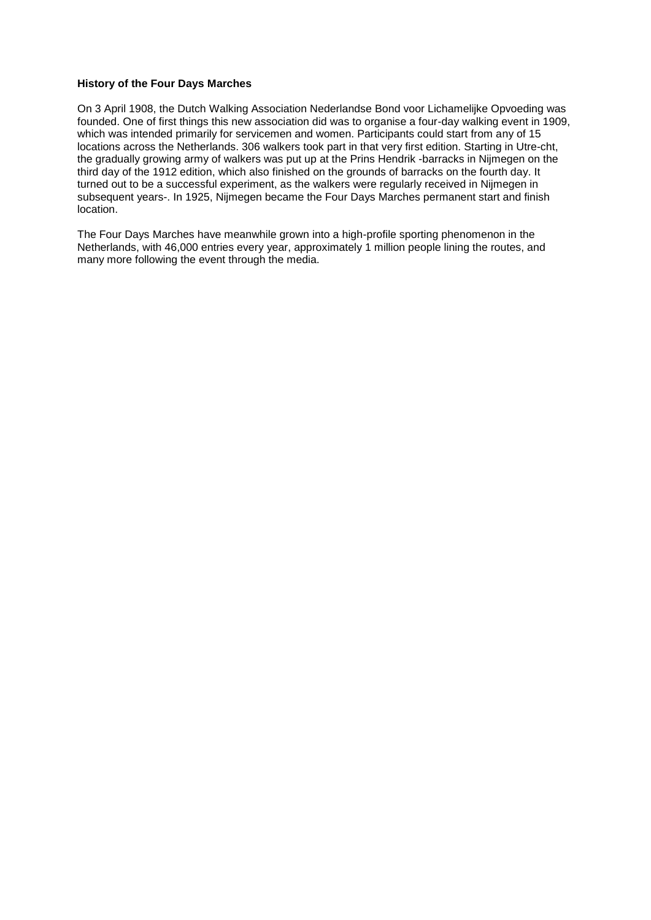**History of the Four Days Marches**

On 3 April 1908, the Dutch Walking Association Nederlandse Bond voor Lichamelijke Opvoeding was founded. One of first things this new association did was to organise a four-day walking event in 1909, which was intended primarily for servicemen and women. Participants could start from any of 15 locations across the Netherlands. 306 walkers took part in that very first edition. Starting in Utre-cht, the gradually growing army of walkers was put up at the Prins Hendrik -barracks in Nijmegen on the third day of the 1912 edition, which also finished on the grounds of barracks on the fourth day. It turned out to be a successful experiment, as the walkers were regularly received in Nijmegen in subsequent years-. In 1925, Nijmegen became the Four Days Marches permanent start and finish location.

The Four Days Marches have meanwhile grown into a high-profile sporting phenomenon in the Netherlands, with 46,000 entries every year, approximately 1 million people lining the routes, and many more following the event through the media.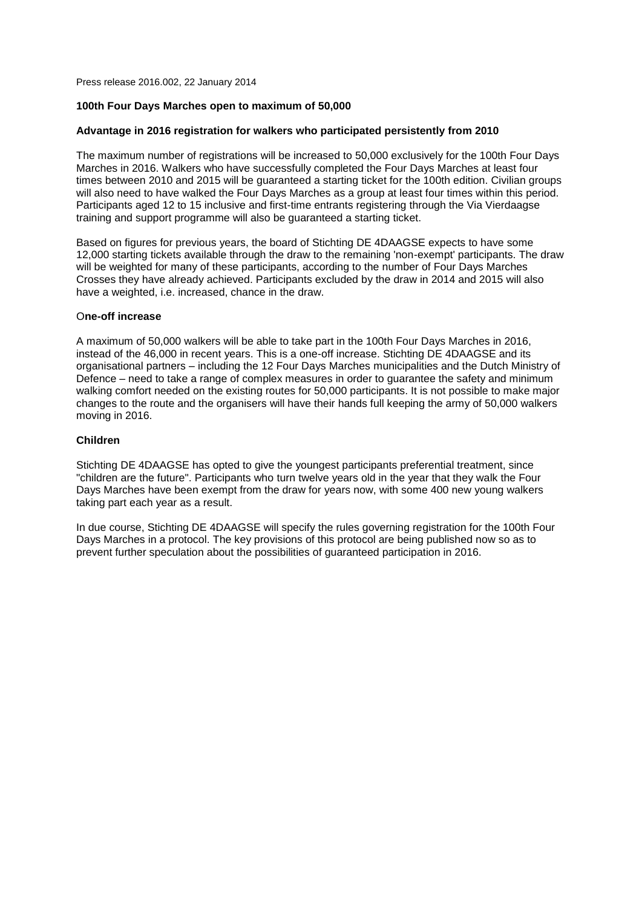Press release 2016.002, 22 January 2014

**100th Four Days Marches open to maximum of 50,000**

**Advantage in 2016 registration for walkers who participated persistently from 2010**

The maximum number of registrations will be increased to 50,000 exclusively for the 100th Four Days Marches in 2016. Walkers who have successfully completed the Four Days Marches at least four times between 2010 and 2015 will be guaranteed a starting ticket for the 100th edition. Civilian groups will also need to have walked the Four Days Marches as a group at least four times within this period. Participants aged 12 to 15 inclusive and first-time entrants registering through the Via Vierdaagse training and support programme will also be guaranteed a starting ticket.

Based on figures for previous years, the board of Stichting DE 4DAAGSE expects to have some 12,000 starting tickets available through the draw to the remaining 'non-exempt' participants. The draw will be weighted for many of these participants, according to the number of Four Days Marches Crosses they have already achieved. Participants excluded by the draw in 2014 and 2015 will also have a weighted, i.e. increased, chance in the draw.

**One-off increase**

A maximum of 50,000 walkers will be able to take part in the 100th Four Days Marches in 2016, instead of the 46,000 in recent years. This is a one-off increase. Stichting DE 4DAAGSE and its organisational partners – including the 12 Four Days Marches municipalities and the Dutch Ministry of Defence – need to take a range of complex measures in order to guarantee the safety and minimum walking comfort needed on the existing routes for 50,000 participants. It is not possible to make major changes to the route and the organisers will have their hands full keeping the army of 50,000 walkers moving in 2016.

**Children**

Stichting DE 4DAAGSE has opted to give the youngest participants preferential treatment, since "children are the future". Participants who turn twelve years old in the year that they walk the Four Days Marches have been exempt from the draw for years now, with some 400 new young walkers taking part each year as a result.

In due course, Stichting DE 4DAAGSE will specify the rules governing registration for the 100th Four Days Marches in a protocol. The key provisions of this protocol are being published now so as to prevent further speculation about the possibilities of guaranteed participation in 2016.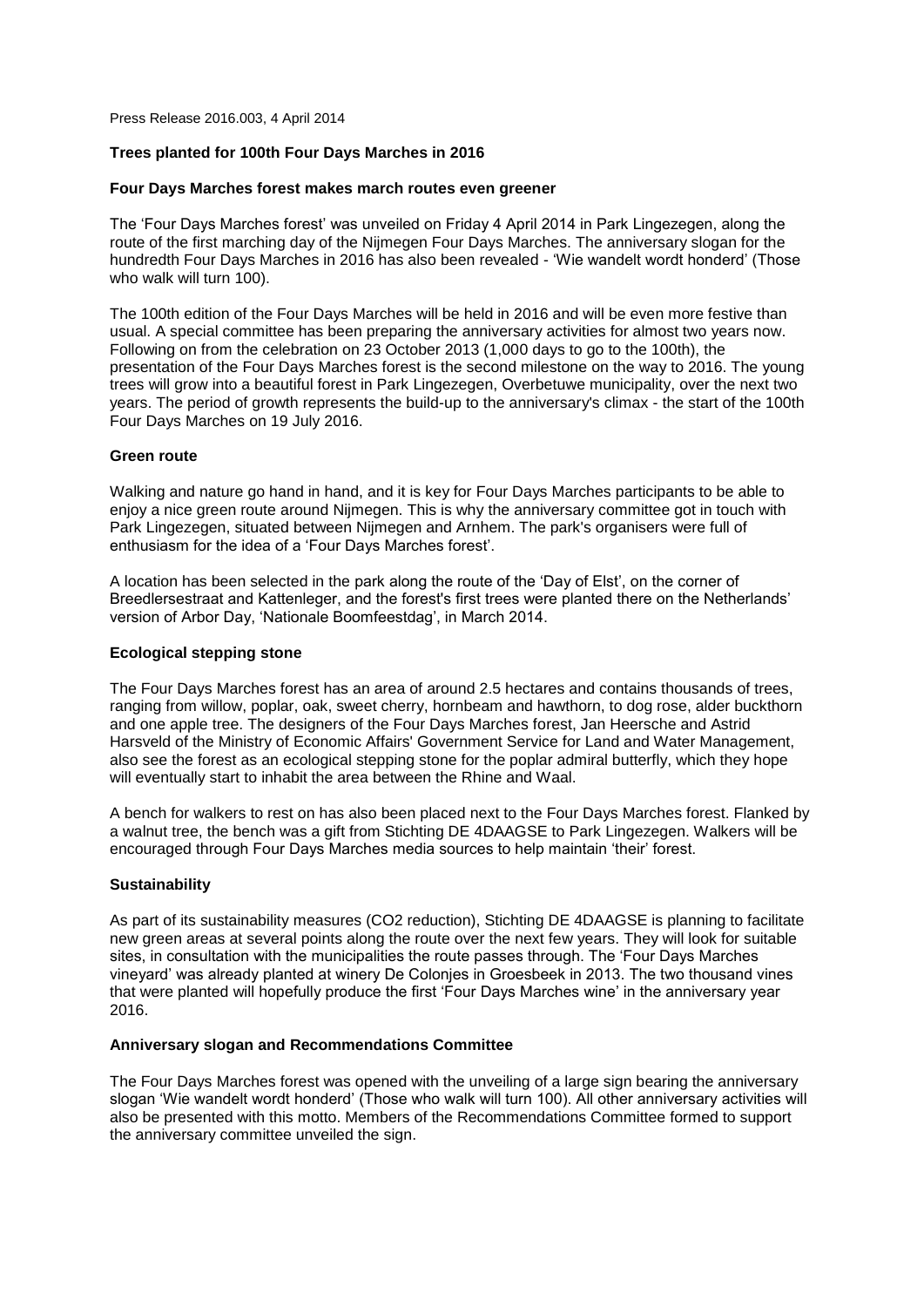Press Release 2016.003, 4 April 2014

**Trees planted for 100th Four Days Marches in 2016**

**Four Days Marches forest makes march routes even greener**

The 'Four Days Marches forest' was unveiled on Friday 4 April 2014 in Park Lingezegen, along the route of the first marching day of the Nijmegen Four Days Marches. The anniversary slogan for the hundredth Four Days Marches in 2016 has also been revealed - 'Wie wandelt wordt honderd' (Those who walk will turn 100).

The 100th edition of the Four Days Marches will be held in 2016 and will be even more festive than usual. A special committee has been preparing the anniversary activities for almost two years now. Following on from the celebration on 23 October 2013 (1,000 days to go to the 100th), the presentation of the Four Days Marches forest is the second milestone on the way to 2016. The young trees will grow into a beautiful forest in Park Lingezegen, Overbetuwe municipality, over the next two years. The period of growth represents the build-up to the anniversary's climax - the start of the 100th Four Days Marches on 19 July 2016.

**Green route**

Walking and nature go hand in hand, and it is key for Four Days Marches participants to be able to enjoy a nice green route around Nijmegen. This is why the anniversary committee got in touch with Park Lingezegen, situated between Nijmegen and Arnhem. The park's organisers were full of enthusiasm for the idea of a 'Four Days Marches forest'.

A location has been selected in the park along the route of the 'Day of Elst', on the corner of Breedlersestraat and Kattenleger, and the forest's first trees were planted there on the Netherlands' version of Arbor Day, 'Nationale Boomfeestdag', in March 2014.

**Ecological stepping stone**

The Four Days Marches forest has an area of around 2.5 hectares and contains thousands of trees, ranging from willow, poplar, oak, sweet cherry, hornbeam and hawthorn, to dog rose, alder buckthorn and one apple tree. The designers of the Four Days Marches forest, Jan Heersche and Astrid Harsveld of the Ministry of Economic Affairs' Government Service for Land and Water Management, also see the forest as an ecological stepping stone for the poplar admiral butterfly, which they hope will eventually start to inhabit the area between the Rhine and Waal.

A bench for walkers to rest on has also been placed next to the Four Days Marches forest. Flanked by a walnut tree, the bench was a gift from Stichting DE 4DAAGSE to Park Lingezegen. Walkers will be encouraged through Four Days Marches media sources to help maintain 'their' forest.

**Sustainability**

As part of its sustainability measures (CO2 reduction), Stichting DE 4DAAGSE is planning to facilitate new green areas at several points along the route over the next few years. They will look for suitable sites, in consultation with the municipalities the route passes through. The 'Four Days Marches vineyard' was already planted at winery De Colonjes in Groesbeek in 2013. The two thousand vines that were planted will hopefully produce the first 'Four Days Marches wine' in the anniversary year 2016.

**Anniversary slogan and Recommendations Committee**

The Four Days Marches forest was opened with the unveiling of a large sign bearing the anniversary slogan 'Wie wandelt wordt honderd' (Those who walk will turn 100). All other anniversary activities will also be presented with this motto. Members of the Recommendations Committee formed to support the anniversary committee unveiled the sign.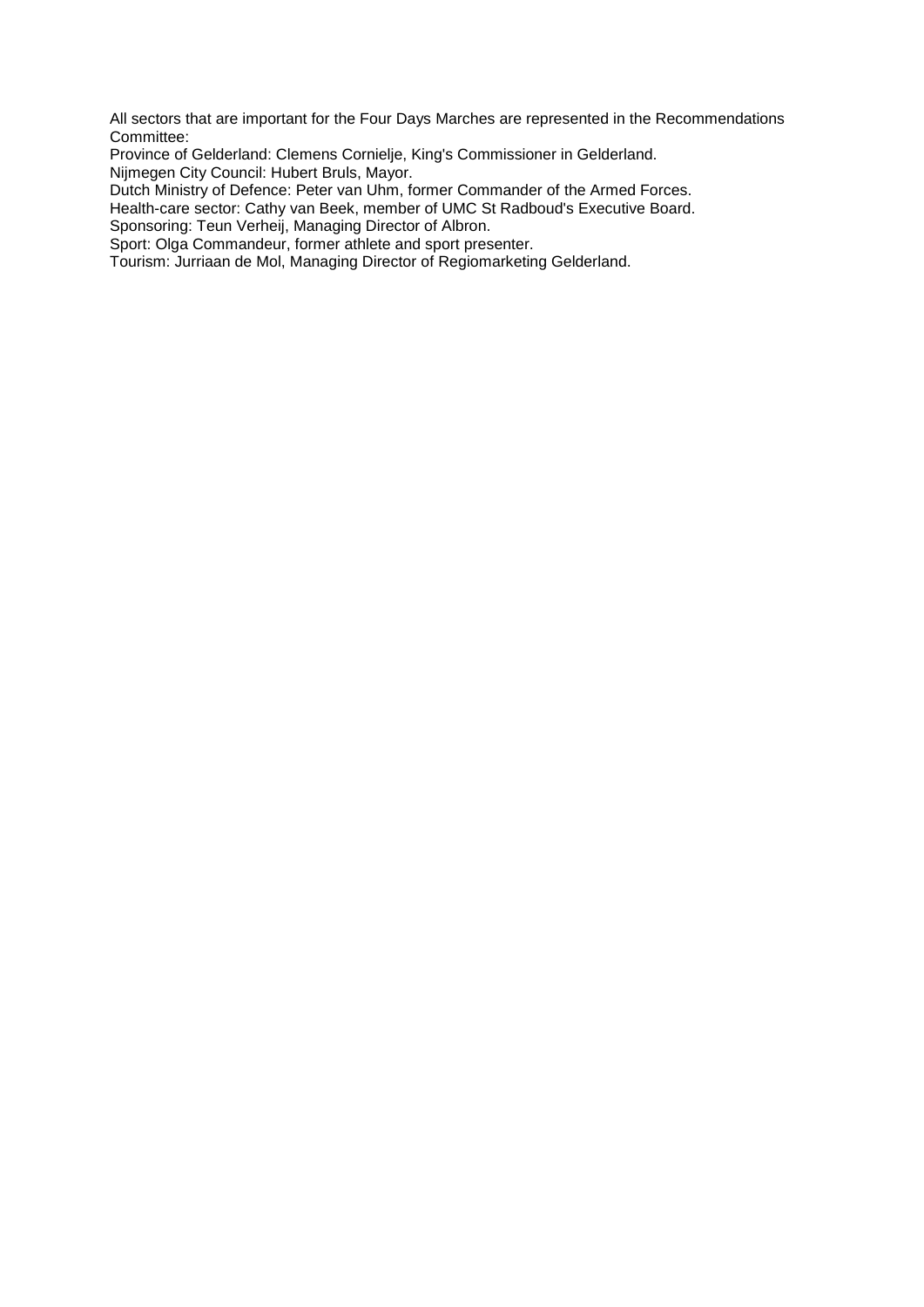All sectors that are important for the Four Days Marches are represented in the Recommendations Committee:

Province of Gelderland: Clemens Cornielje, King's Commissioner in Gelderland.
Nijmegen City Council: Hubert Bruls, Mayor.
Dutch Ministry of Defence: Peter van Uhm, former Commander of the Armed Forces.
Health-care sector: Cathy van Beek, member of UMC St Radboud's Executive Board.
Sponsoring: Teun Verheij, Managing Director of Albron.
Sport: Olga Commandeur, former athlete and sport presenter.
Tourism: Jurriaan de Mol, Managing Director of Regiomarketing Gelderland.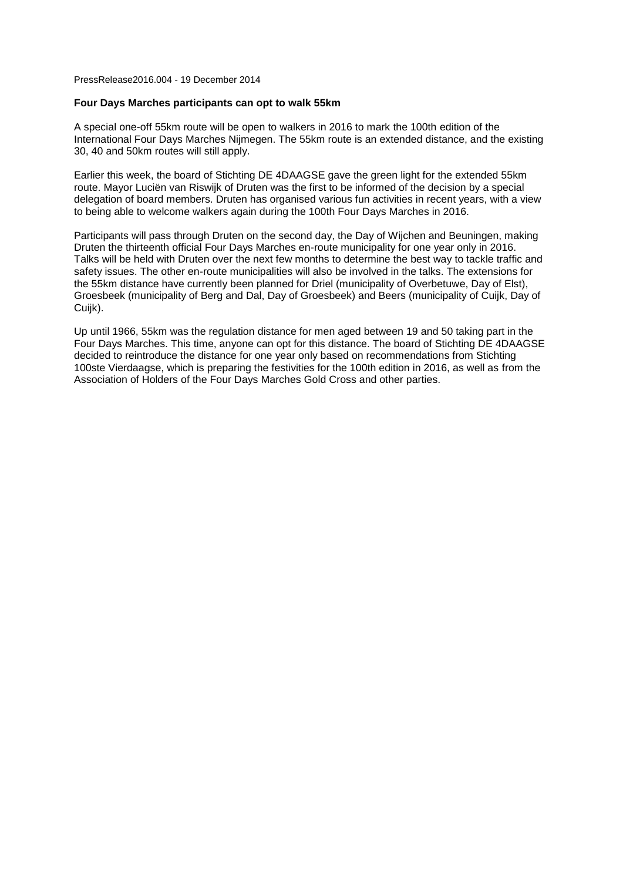PressRelease2016.004 - 19 December 2014

**Four Days Marches participants can opt to walk 55km**

A special one-off 55km route will be open to walkers in 2016 to mark the 100th edition of the International Four Days Marches Nijmegen. The 55km route is an extended distance, and the existing 30, 40 and 50km routes will still apply.

Earlier this week, the board of Stichting DE 4DAAGSE gave the green light for the extended 55km route. Mayor Luciën van Riswijk of Druten was the first to be informed of the decision by a special delegation of board members. Druten has organised various fun activities in recent years, with a view to being able to welcome walkers again during the 100th Four Days Marches in 2016.

Participants will pass through Druten on the second day, the Day of Wijchen and Beuningen, making Druten the thirteenth official Four Days Marches en-route municipality for one year only in 2016. Talks will be held with Druten over the next few months to determine the best way to tackle traffic and safety issues. The other en-route municipalities will also be involved in the talks. The extensions for the 55km distance have currently been planned for Driel (municipality of Overbetuwe, Day of Elst), Groesbeek (municipality of Berg and Dal, Day of Groesbeek) and Beers (municipality of Cuijk, Day of Cuijk).

Up until 1966, 55km was the regulation distance for men aged between 19 and 50 taking part in the Four Days Marches. This time, anyone can opt for this distance. The board of Stichting DE 4DAAGSE decided to reintroduce the distance for one year only based on recommendations from Stichting 100ste Vierdaagse, which is preparing the festivities for the 100th edition in 2016, as well as from the Association of Holders of the Four Days Marches Gold Cross and other parties.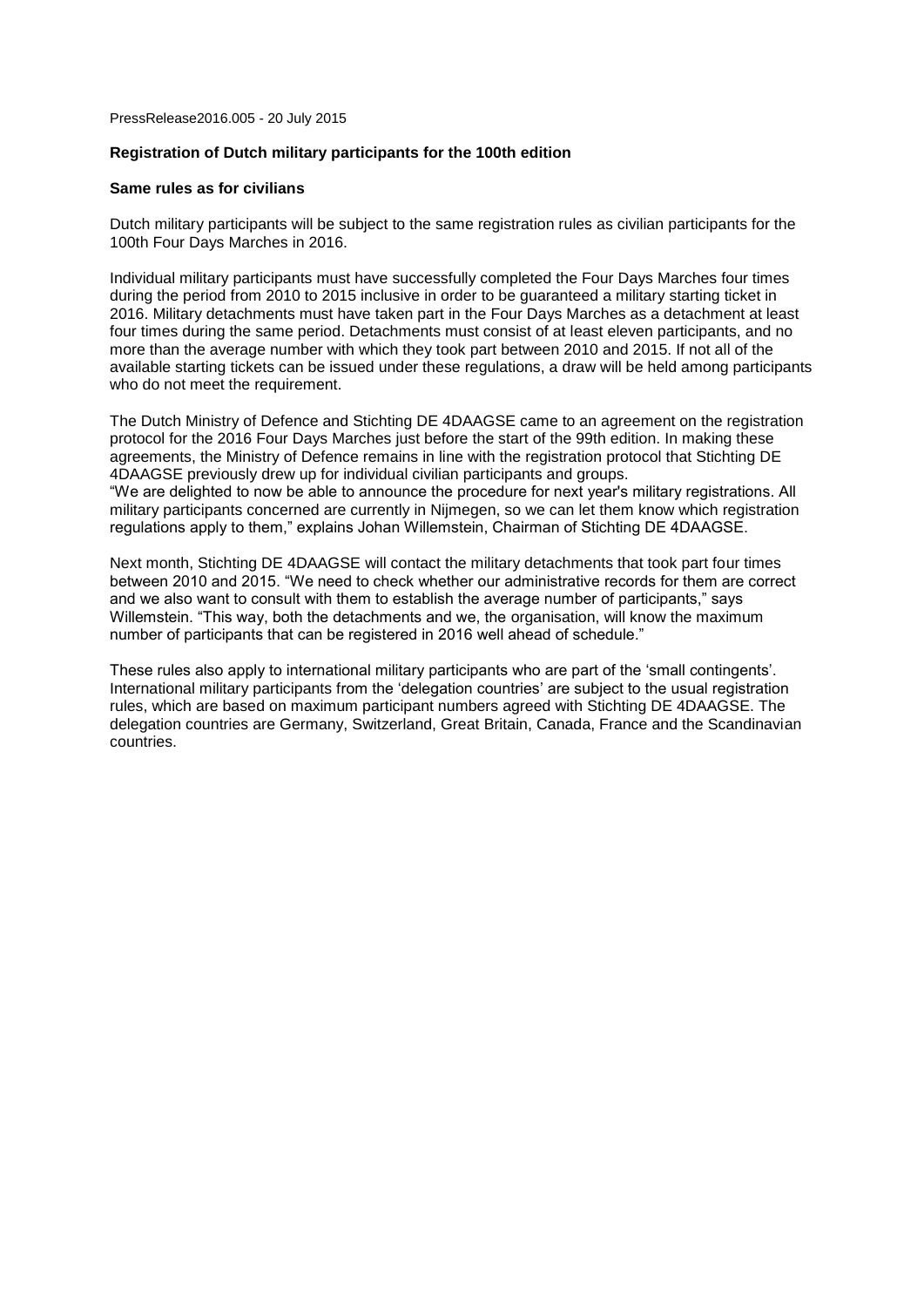PressRelease2016.005 - 20 July 2015

**Registration of Dutch military participants for the 100th edition**

**Same rules as for civilians**

Dutch military participants will be subject to the same registration rules as civilian participants for the 100th Four Days Marches in 2016.

Individual military participants must have successfully completed the Four Days Marches four times during the period from 2010 to 2015 inclusive in order to be guaranteed a military starting ticket in 2016. Military detachments must have taken part in the Four Days Marches as a detachment at least four times during the same period. Detachments must consist of at least eleven participants, and no more than the average number with which they took part between 2010 and 2015. If not all of the available starting tickets can be issued under these regulations, a draw will be held among participants who do not meet the requirement.

The Dutch Ministry of Defence and Stichting DE 4DAAGSE came to an agreement on the registration protocol for the 2016 Four Days Marches just before the start of the 99th edition. In making these agreements, the Ministry of Defence remains in line with the registration protocol that Stichting DE 4DAAGSE previously drew up for individual civilian participants and groups.
"We are delighted to now be able to announce the procedure for next year's military registrations. All military participants concerned are currently in Nijmegen, so we can let them know which registration regulations apply to them," explains Johan Willemstein, Chairman of Stichting DE 4DAAGSE.

Next month, Stichting DE 4DAAGSE will contact the military detachments that took part four times between 2010 and 2015. "We need to check whether our administrative records for them are correct and we also want to consult with them to establish the average number of participants," says Willemstein. "This way, both the detachments and we, the organisation, will know the maximum number of participants that can be registered in 2016 well ahead of schedule."

These rules also apply to international military participants who are part of the 'small contingents'. International military participants from the 'delegation countries' are subject to the usual registration rules, which are based on maximum participant numbers agreed with Stichting DE 4DAAGSE. The delegation countries are Germany, Switzerland, Great Britain, Canada, France and the Scandinavian countries.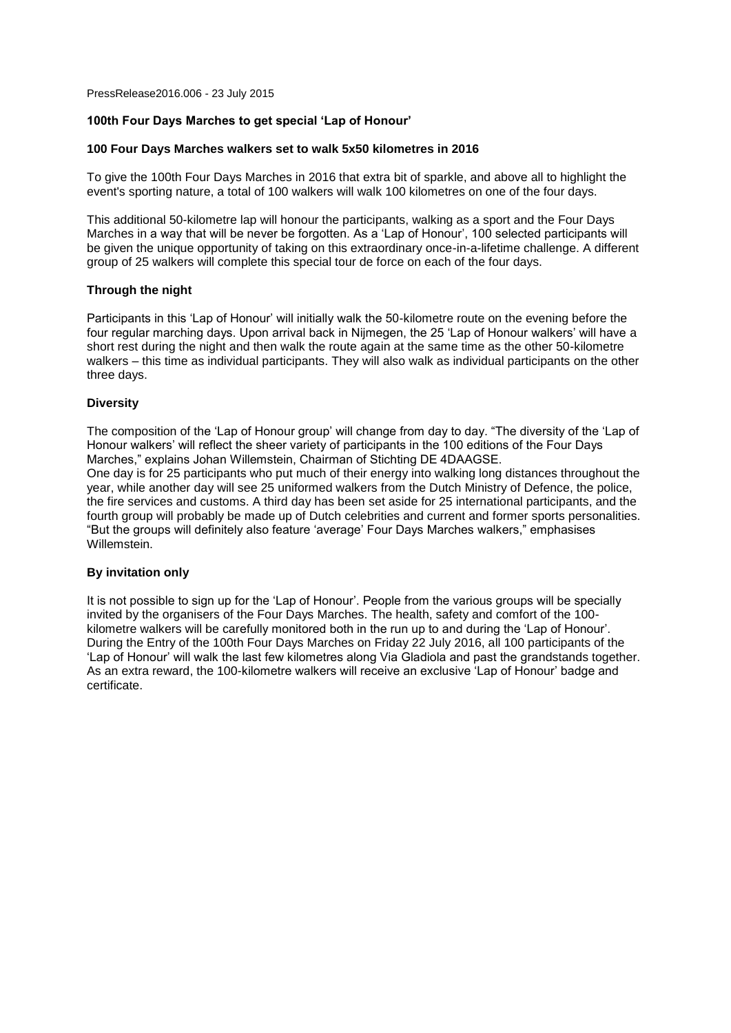PressRelease2016.006 - 23 July 2015

**100th Four Days Marches to get special 'Lap of Honour'**

**100 Four Days Marches walkers set to walk 5x50 kilometres in 2016**

To give the 100th Four Days Marches in 2016 that extra bit of sparkle, and above all to highlight the event's sporting nature, a total of 100 walkers will walk 100 kilometres on one of the four days.

This additional 50-kilometre lap will honour the participants, walking as a sport and the Four Days Marches in a way that will be never be forgotten. As a 'Lap of Honour', 100 selected participants will be given the unique opportunity of taking on this extraordinary once-in-a-lifetime challenge. A different group of 25 walkers will complete this special tour de force on each of the four days.

**Through the night**

Participants in this 'Lap of Honour' will initially walk the 50-kilometre route on the evening before the four regular marching days. Upon arrival back in Nijmegen, the 25 'Lap of Honour walkers' will have a short rest during the night and then walk the route again at the same time as the other 50-kilometre walkers – this time as individual participants. They will also walk as individual participants on the other three days.

**Diversity**

The composition of the 'Lap of Honour group' will change from day to day. "The diversity of the 'Lap of Honour walkers' will reflect the sheer variety of participants in the 100 editions of the Four Days Marches," explains Johan Willemstein, Chairman of Stichting DE 4DAAGSE.
One day is for 25 participants who put much of their energy into walking long distances throughout the year, while another day will see 25 uniformed walkers from the Dutch Ministry of Defence, the police, the fire services and customs. A third day has been set aside for 25 international participants, and the fourth group will probably be made up of Dutch celebrities and current and former sports personalities. "But the groups will definitely also feature 'average' Four Days Marches walkers," emphasises Willemstein.

**By invitation only**

It is not possible to sign up for the 'Lap of Honour'. People from the various groups will be specially invited by the organisers of the Four Days Marches. The health, safety and comfort of the 100-kilometre walkers will be carefully monitored both in the run up to and during the 'Lap of Honour'. During the Entry of the 100th Four Days Marches on Friday 22 July 2016, all 100 participants of the 'Lap of Honour' will walk the last few kilometres along Via Gladiola and past the grandstands together. As an extra reward, the 100-kilometre walkers will receive an exclusive 'Lap of Honour' badge and certificate.